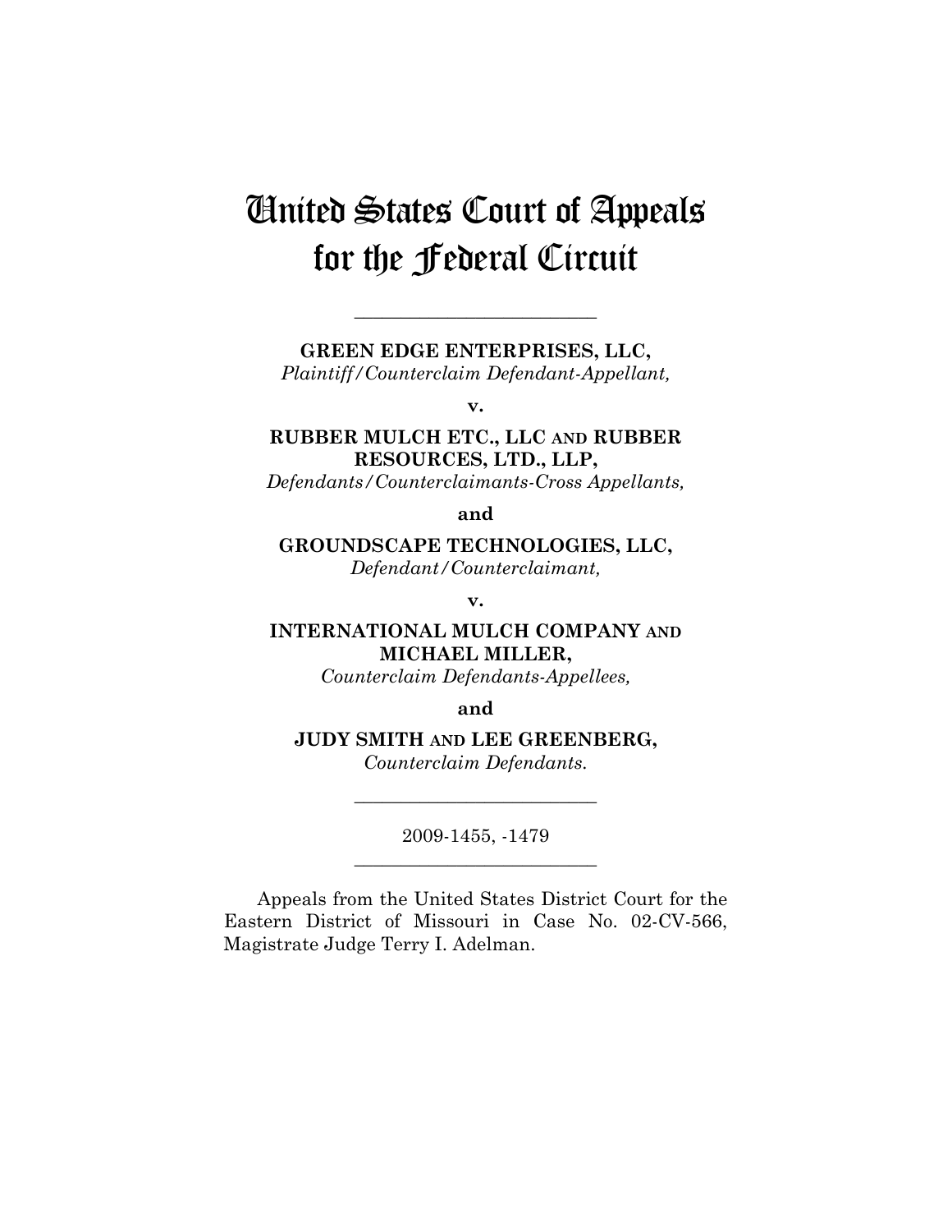# United States Court of Appeals for the Federal Circuit

---

**GREEN EDGE ENTERPRISES, LLC,**
*Plaintiff/Counterclaim Defendant-Appellant,*

**v.**

**RUBBER MULCH ETC., LLC AND RUBBER RESOURCES, LTD., LLP,**
*Defendants/Counterclaimants-Cross Appellants,*

**and**

**GROUNDSCAPE TECHNOLOGIES, LLC,**
*Defendant/Counterclaimant,*

**v.**

**INTERNATIONAL MULCH COMPANY AND MICHAEL MILLER,**
*Counterclaim Defendants-Appellees,*

**and**

**JUDY SMITH AND LEE GREENBERG,**
*Counterclaim Defendants.*

---

2009-1455, -1479

---

Appeals from the United States District Court for the Eastern District of Missouri in Case No. 02-CV-566, Magistrate Judge Terry I. Adelman.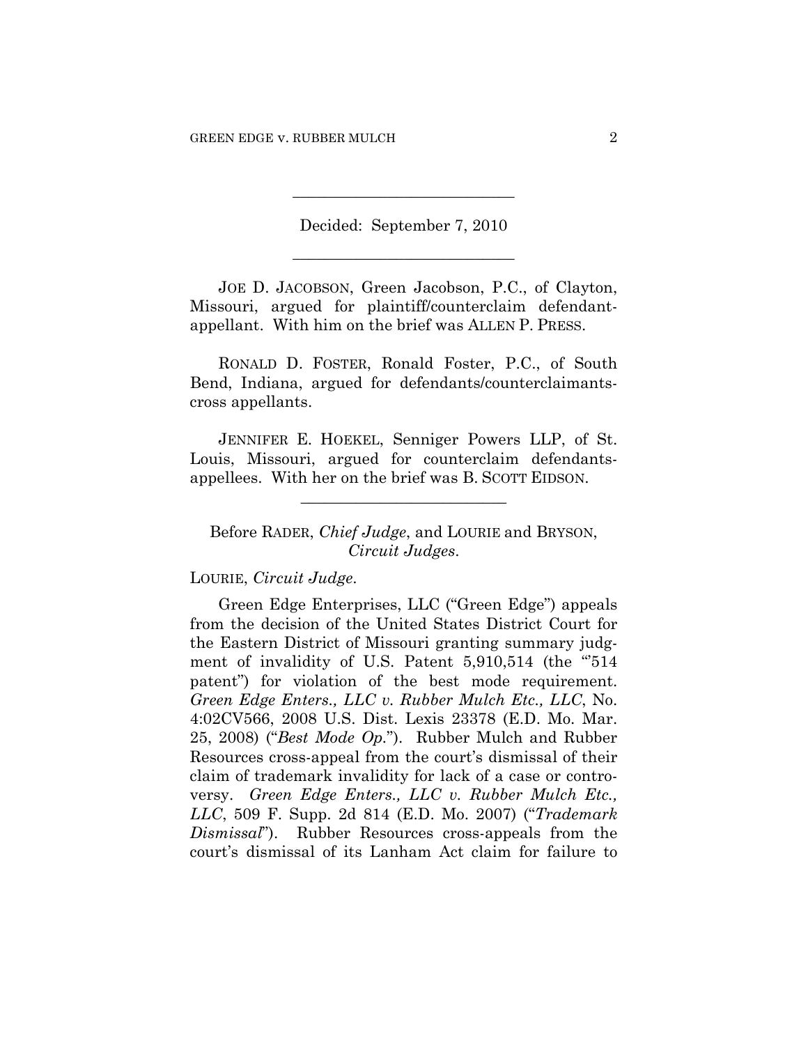---

Decided: September 7, 2010

---

JOE D. JACOBSON, Green Jacobson, P.C., of Clayton, Missouri, argued for plaintiff/counterclaim defendant-appellant. With him on the brief was ALLEN P. PRESS.

RONALD D. FOSTER, Ronald Foster, P.C., of South Bend, Indiana, argued for defendants/counterclaimants-cross appellants.

JENNIFER E. HOEKEL, Senniger Powers LLP, of St. Louis, Missouri, argued for counterclaim defendants-appellees. With her on the brief was B. SCOTT EIDSON.

---

Before RADER, *Chief Judge*, and LOURIE and BRYSON, *Circuit Judges*.

LOURIE, *Circuit Judge*.

Green Edge Enterprises, LLC ("Green Edge") appeals from the decision of the United States District Court for the Eastern District of Missouri granting summary judgment of invalidity of U.S. Patent 5,910,514 (the "'514 patent") for violation of the best mode requirement. *Green Edge Enters., LLC v. Rubber Mulch Etc., LLC*, No. 4:02CV566, 2008 U.S. Dist. Lexis 23378 (E.D. Mo. Mar. 25, 2008) ("*Best Mode Op.*"). Rubber Mulch and Rubber Resources cross-appeal from the court's dismissal of their claim of trademark invalidity for lack of a case or controversy. *Green Edge Enters., LLC v. Rubber Mulch Etc., LLC*, 509 F. Supp. 2d 814 (E.D. Mo. 2007) ("*Trademark Dismissal*"). Rubber Resources cross-appeals from the court's dismissal of its Lanham Act claim for failure to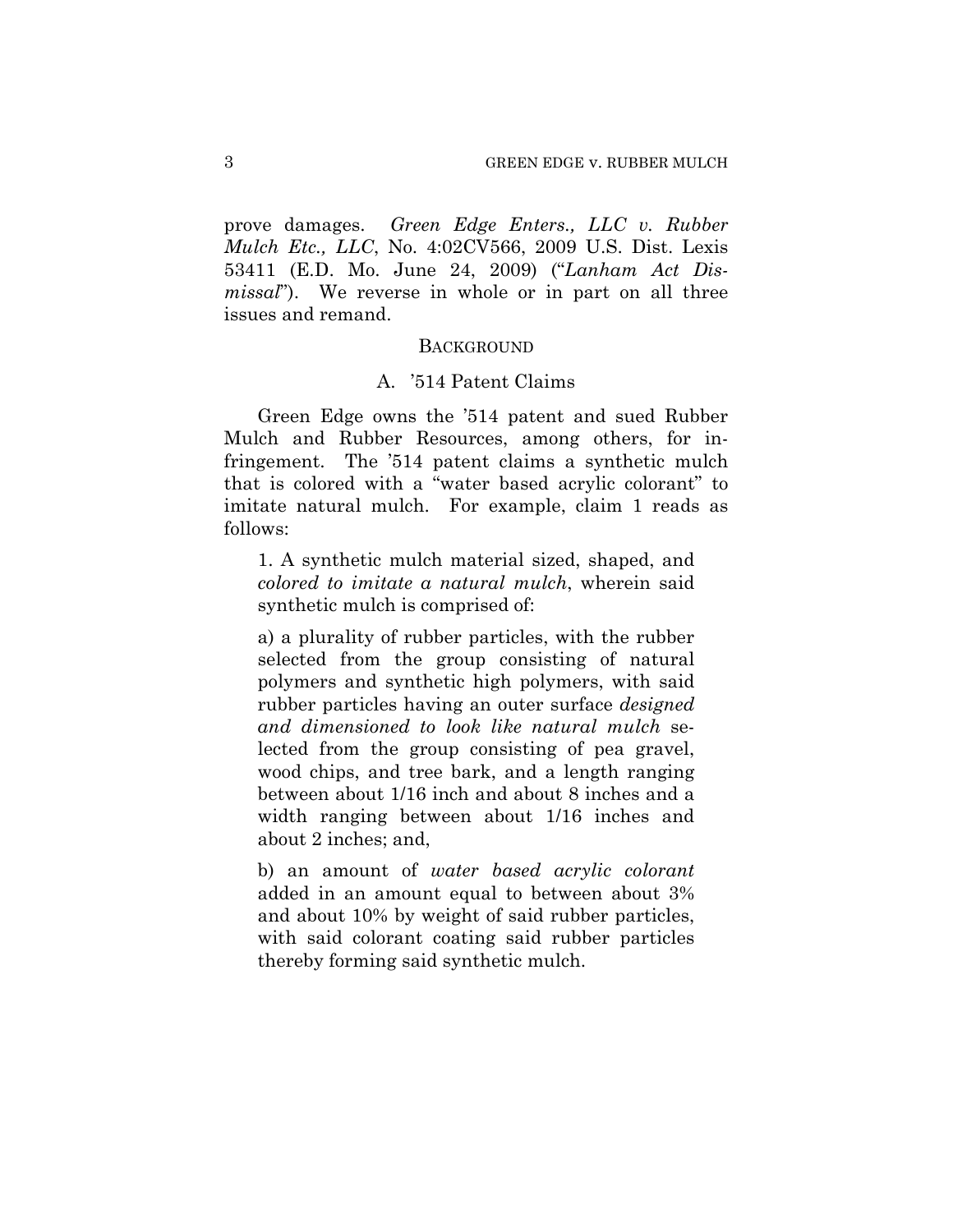prove damages. *Green Edge Enters., LLC v. Rubber Mulch Etc., LLC*, No. 4:02CV566, 2009 U.S. Dist. Lexis 53411 (E.D. Mo. June 24, 2009) ("*Lanham Act Dismissal*"). We reverse in whole or in part on all three issues and remand.

## BACKGROUND

### A. '514 Patent Claims

Green Edge owns the '514 patent and sued Rubber Mulch and Rubber Resources, among others, for infringement. The '514 patent claims a synthetic mulch that is colored with a "water based acrylic colorant" to imitate natural mulch. For example, claim 1 reads as follows:

> 1. A synthetic mulch material sized, shaped, and *colored to imitate a natural mulch*, wherein said synthetic mulch is comprised of:
>
> a) a plurality of rubber particles, with the rubber selected from the group consisting of natural polymers and synthetic high polymers, with said rubber particles having an outer surface *designed and dimensioned to look like natural mulch* selected from the group consisting of pea gravel, wood chips, and tree bark, and a length ranging between about 1/16 inch and about 8 inches and a width ranging between about 1/16 inches and about 2 inches; and,
>
> b) an amount of *water based acrylic colorant* added in an amount equal to between about 3% and about 10% by weight of said rubber particles, with said colorant coating said rubber particles thereby forming said synthetic mulch.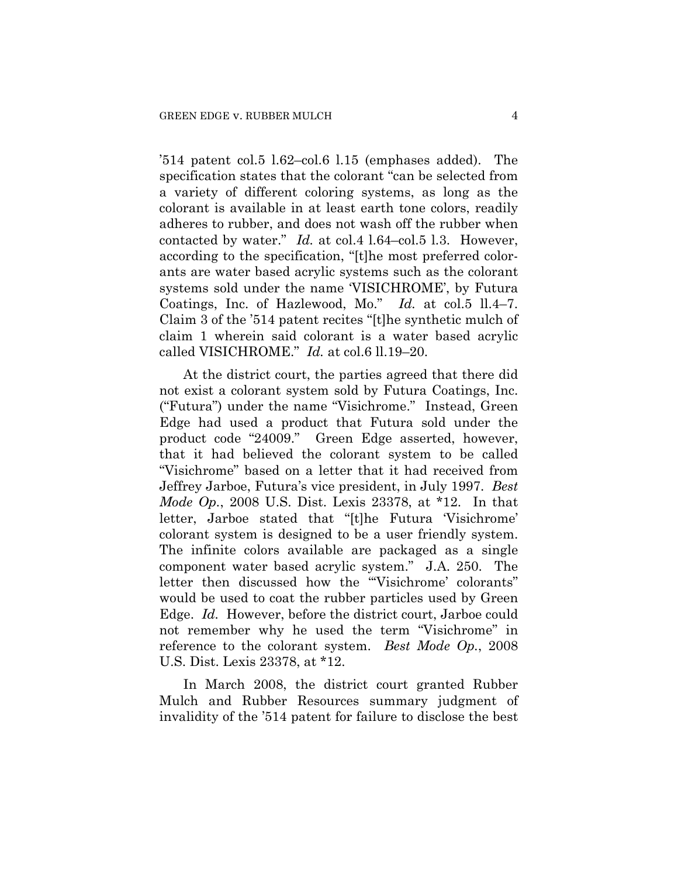’514 patent col.5 l.62–col.6 l.15 (emphases added). The specification states that the colorant “can be selected from a variety of different coloring systems, as long as the colorant is available in at least earth tone colors, readily adheres to rubber, and does not wash off the rubber when contacted by water.” *Id.* at col.4 l.64–col.5 l.3. However, according to the specification, “[t]he most preferred colorants are water based acrylic systems such as the colorant systems sold under the name ‘VISICHROME’, by Futura Coatings, Inc. of Hazlewood, Mo.” *Id.* at col.5 ll.4–7. Claim 3 of the ’514 patent recites “[t]he synthetic mulch of claim 1 wherein said colorant is a water based acrylic called VISICHROME.” *Id.* at col.6 ll.19–20.

At the district court, the parties agreed that there did not exist a colorant system sold by Futura Coatings, Inc. (“Futura”) under the name “Visichrome.” Instead, Green Edge had used a product that Futura sold under the product code “24009.” Green Edge asserted, however, that it had believed the colorant system to be called “Visichrome” based on a letter that it had received from Jeffrey Jarboe, Futura’s vice president, in July 1997. *Best Mode Op.*, 2008 U.S. Dist. Lexis 23378, at *12. In that letter, Jarboe stated that “[t]he Futura ‘Visichrome’ colorant system is designed to be a user friendly system. The infinite colors available are packaged as a single component water based acrylic system.” J.A. 250. The letter then discussed how the “‘Visichrome’ colorants” would be used to coat the rubber particles used by Green Edge. *Id.* However, before the district court, Jarboe could not remember why he used the term “Visichrome” in reference to the colorant system. *Best Mode Op.*, 2008 U.S. Dist. Lexis 23378, at *12.

In March 2008, the district court granted Rubber Mulch and Rubber Resources summary judgment of invalidity of the ’514 patent for failure to disclose the best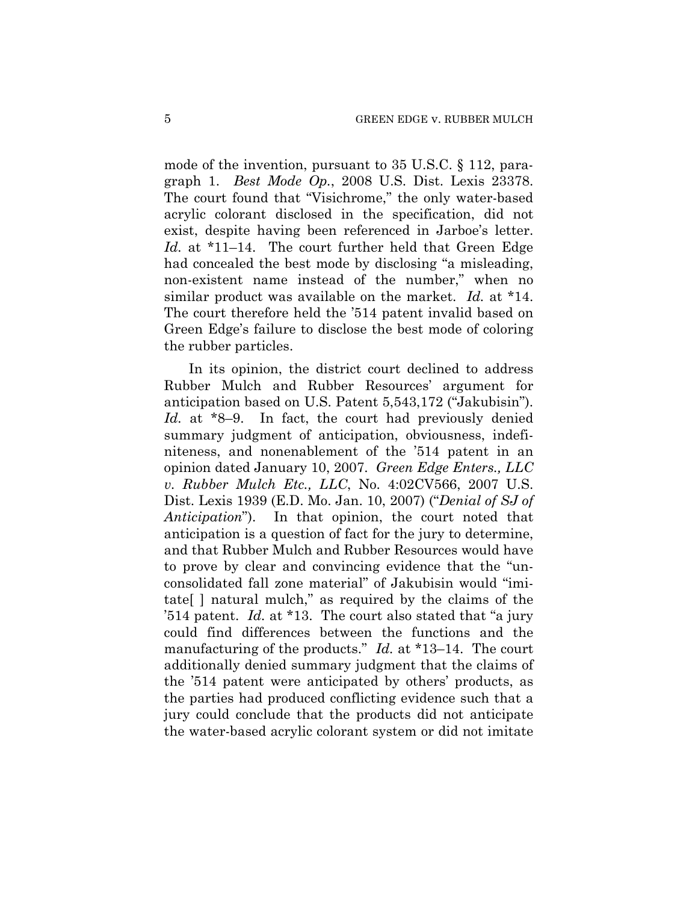mode of the invention, pursuant to 35 U.S.C. § 112, paragraph 1. *Best Mode Op.*, 2008 U.S. Dist. Lexis 23378. The court found that "Visichrome," the only water-based acrylic colorant disclosed in the specification, did not exist, despite having been referenced in Jarboe's letter. *Id.* at *11–14. The court further held that Green Edge had concealed the best mode by disclosing "a misleading, non-existent name instead of the number," when no similar product was available on the market. *Id.* at *14. The court therefore held the '514 patent invalid based on Green Edge's failure to disclose the best mode of coloring the rubber particles.

In its opinion, the district court declined to address Rubber Mulch and Rubber Resources' argument for anticipation based on U.S. Patent 5,543,172 ("Jakubisin"). *Id.* at *8–9. In fact, the court had previously denied summary judgment of anticipation, obviousness, indefiniteness, and nonenablement of the '514 patent in an opinion dated January 10, 2007. *Green Edge Enters., LLC v. Rubber Mulch Etc., LLC*, No. 4:02CV566, 2007 U.S. Dist. Lexis 1939 (E.D. Mo. Jan. 10, 2007) ("*Denial of SJ of Anticipation*"). In that opinion, the court noted that anticipation is a question of fact for the jury to determine, and that Rubber Mulch and Rubber Resources would have to prove by clear and convincing evidence that the "unconsolidated fall zone material" of Jakubisin would "imitate[ ] natural mulch," as required by the claims of the '514 patent. *Id.* at *13. The court also stated that "a jury could find differences between the functions and the manufacturing of the products." *Id.* at *13–14. The court additionally denied summary judgment that the claims of the '514 patent were anticipated by others' products, as the parties had produced conflicting evidence such that a jury could conclude that the products did not anticipate the water-based acrylic colorant system or did not imitate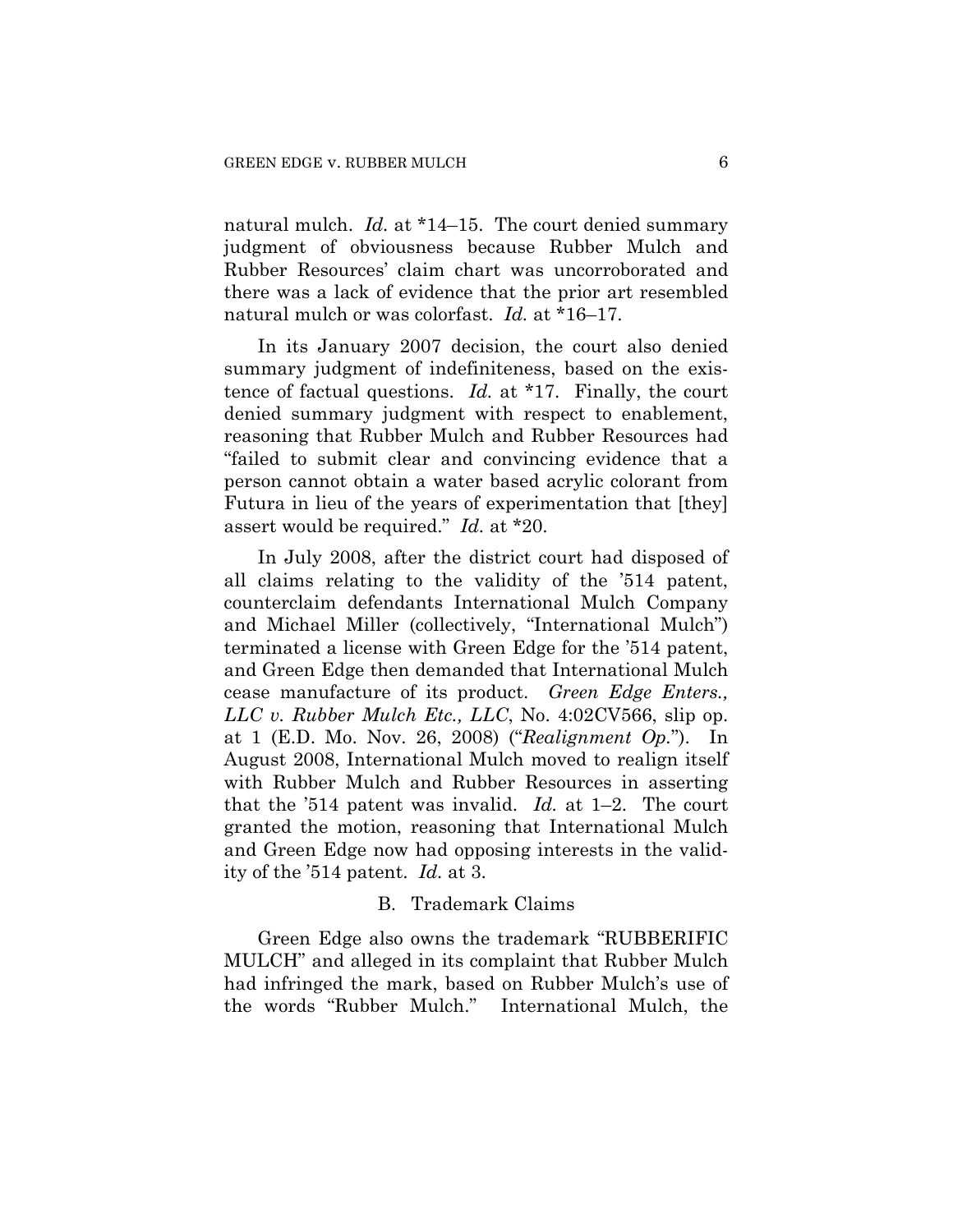natural mulch. *Id.* at *14–15. The court denied summary judgment of obviousness because Rubber Mulch and Rubber Resources' claim chart was uncorroborated and there was a lack of evidence that the prior art resembled natural mulch or was colorfast. *Id.* at *16–17.

In its January 2007 decision, the court also denied summary judgment of indefiniteness, based on the existence of factual questions. *Id.* at *17. Finally, the court denied summary judgment with respect to enablement, reasoning that Rubber Mulch and Rubber Resources had "failed to submit clear and convincing evidence that a person cannot obtain a water based acrylic colorant from Futura in lieu of the years of experimentation that [they] assert would be required." *Id.* at *20.

In July 2008, after the district court had disposed of all claims relating to the validity of the '514 patent, counterclaim defendants International Mulch Company and Michael Miller (collectively, "International Mulch") terminated a license with Green Edge for the '514 patent, and Green Edge then demanded that International Mulch cease manufacture of its product. *Green Edge Enters., LLC v. Rubber Mulch Etc., LLC*, No. 4:02CV566, slip op. at 1 (E.D. Mo. Nov. 26, 2008) ("*Realignment Op.*"). In August 2008, International Mulch moved to realign itself with Rubber Mulch and Rubber Resources in asserting that the '514 patent was invalid. *Id.* at 1–2. The court granted the motion, reasoning that International Mulch and Green Edge now had opposing interests in the validity of the '514 patent. *Id.* at 3.

### B. Trademark Claims

Green Edge also owns the trademark "RUBBERIFIC MULCH" and alleged in its complaint that Rubber Mulch had infringed the mark, based on Rubber Mulch's use of the words "Rubber Mulch." International Mulch, the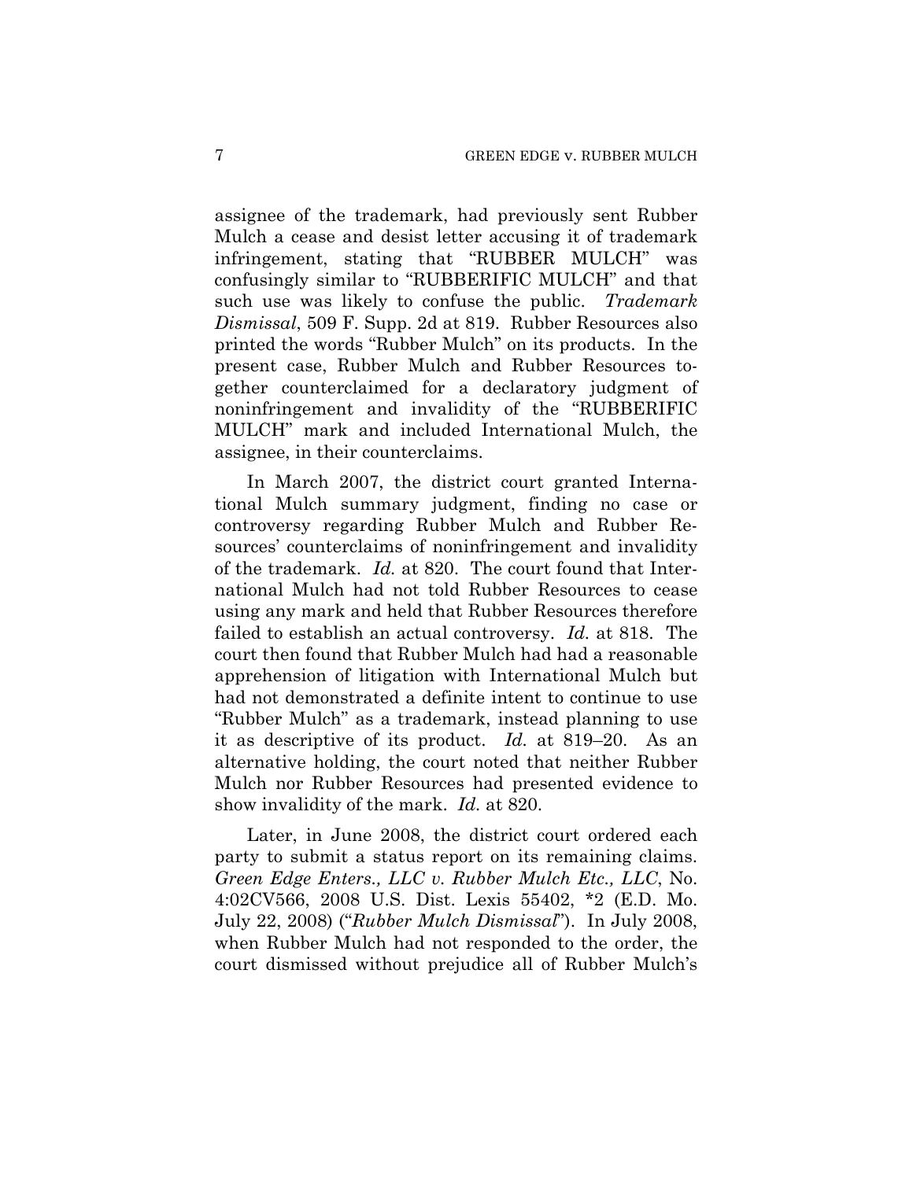assignee of the trademark, had previously sent Rubber Mulch a cease and desist letter accusing it of trademark infringement, stating that "RUBBER MULCH" was confusingly similar to "RUBBERIFIC MULCH" and that such use was likely to confuse the public. *Trademark Dismissal*, 509 F. Supp. 2d at 819. Rubber Resources also printed the words "Rubber Mulch" on its products. In the present case, Rubber Mulch and Rubber Resources together counterclaimed for a declaratory judgment of noninfringement and invalidity of the "RUBBERIFIC MULCH" mark and included International Mulch, the assignee, in their counterclaims.

In March 2007, the district court granted International Mulch summary judgment, finding no case or controversy regarding Rubber Mulch and Rubber Resources' counterclaims of noninfringement and invalidity of the trademark. *Id.* at 820. The court found that International Mulch had not told Rubber Resources to cease using any mark and held that Rubber Resources therefore failed to establish an actual controversy. *Id.* at 818. The court then found that Rubber Mulch had had a reasonable apprehension of litigation with International Mulch but had not demonstrated a definite intent to continue to use "Rubber Mulch" as a trademark, instead planning to use it as descriptive of its product. *Id.* at 819–20. As an alternative holding, the court noted that neither Rubber Mulch nor Rubber Resources had presented evidence to show invalidity of the mark. *Id.* at 820.

Later, in June 2008, the district court ordered each party to submit a status report on its remaining claims. *Green Edge Enters., LLC v. Rubber Mulch Etc., LLC*, No. 4:02CV566, 2008 U.S. Dist. Lexis 55402, *2 (E.D. Mo. July 22, 2008) ("*Rubber Mulch Dismissal*"). In July 2008, when Rubber Mulch had not responded to the order, the court dismissed without prejudice all of Rubber Mulch's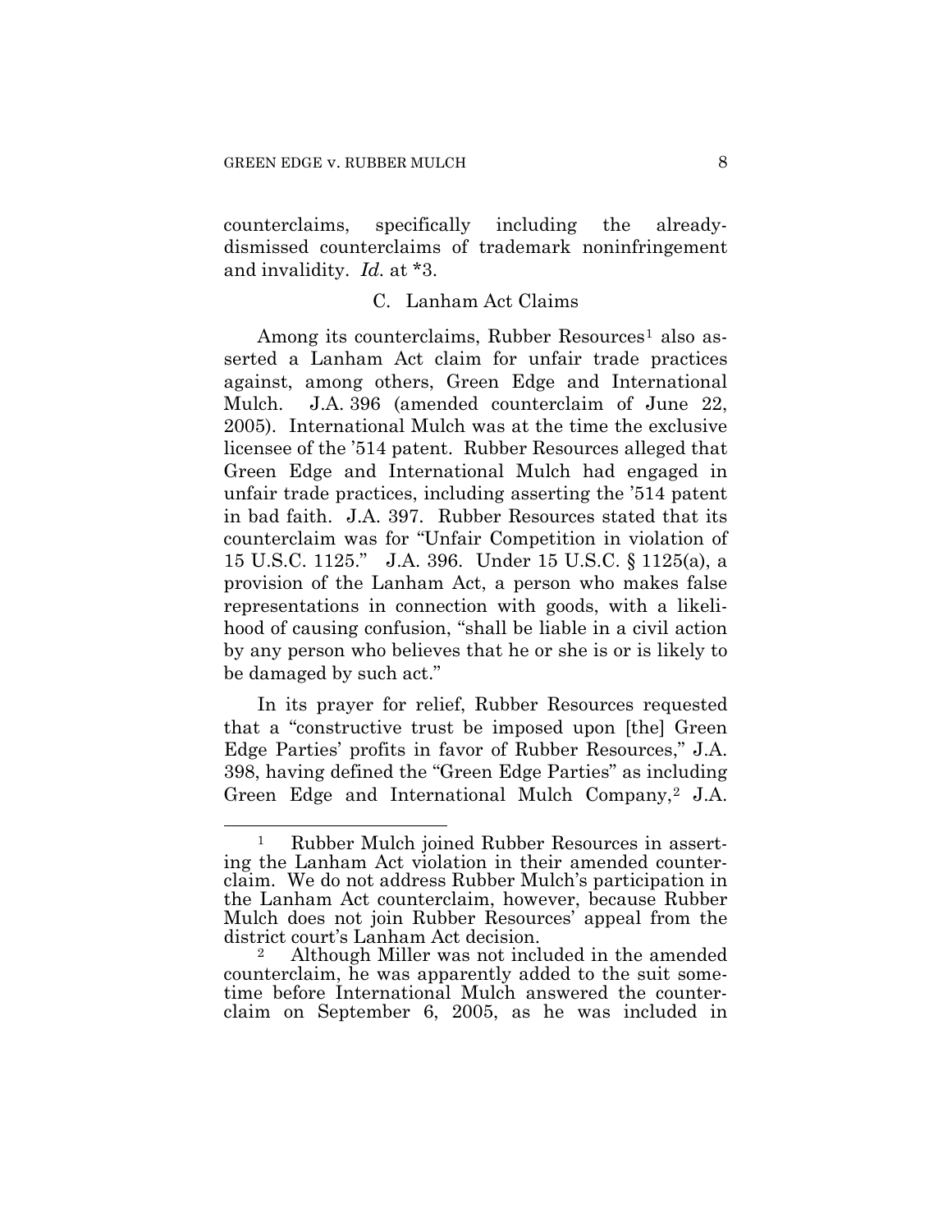counterclaims, specifically including the already-dismissed counterclaims of trademark noninfringement and invalidity. *Id.* at *3.

### C. Lanham Act Claims

Among its counterclaims, Rubber Resources[1] also asserted a Lanham Act claim for unfair trade practices against, among others, Green Edge and International Mulch. J.A. 396 (amended counterclaim of June 22, 2005). International Mulch was at the time the exclusive licensee of the '514 patent. Rubber Resources alleged that Green Edge and International Mulch had engaged in unfair trade practices, including asserting the '514 patent in bad faith. J.A. 397. Rubber Resources stated that its counterclaim was for "Unfair Competition in violation of 15 U.S.C. 1125." J.A. 396. Under 15 U.S.C. § 1125(a), a provision of the Lanham Act, a person who makes false representations in connection with goods, with a likelihood of causing confusion, "shall be liable in a civil action by any person who believes that he or she is or is likely to be damaged by such act."

In its prayer for relief, Rubber Resources requested that a "constructive trust be imposed upon [the] Green Edge Parties' profits in favor of Rubber Resources," J.A. 398, having defined the "Green Edge Parties" as including Green Edge and International Mulch Company,[2] J.A.

[1] Rubber Mulch joined Rubber Resources in asserting the Lanham Act violation in their amended counterclaim. We do not address Rubber Mulch's participation in the Lanham Act counterclaim, however, because Rubber Mulch does not join Rubber Resources' appeal from the district court's Lanham Act decision.

[2] Although Miller was not included in the amended counterclaim, he was apparently added to the suit sometime before International Mulch answered the counterclaim on September 6, 2005, as he was included in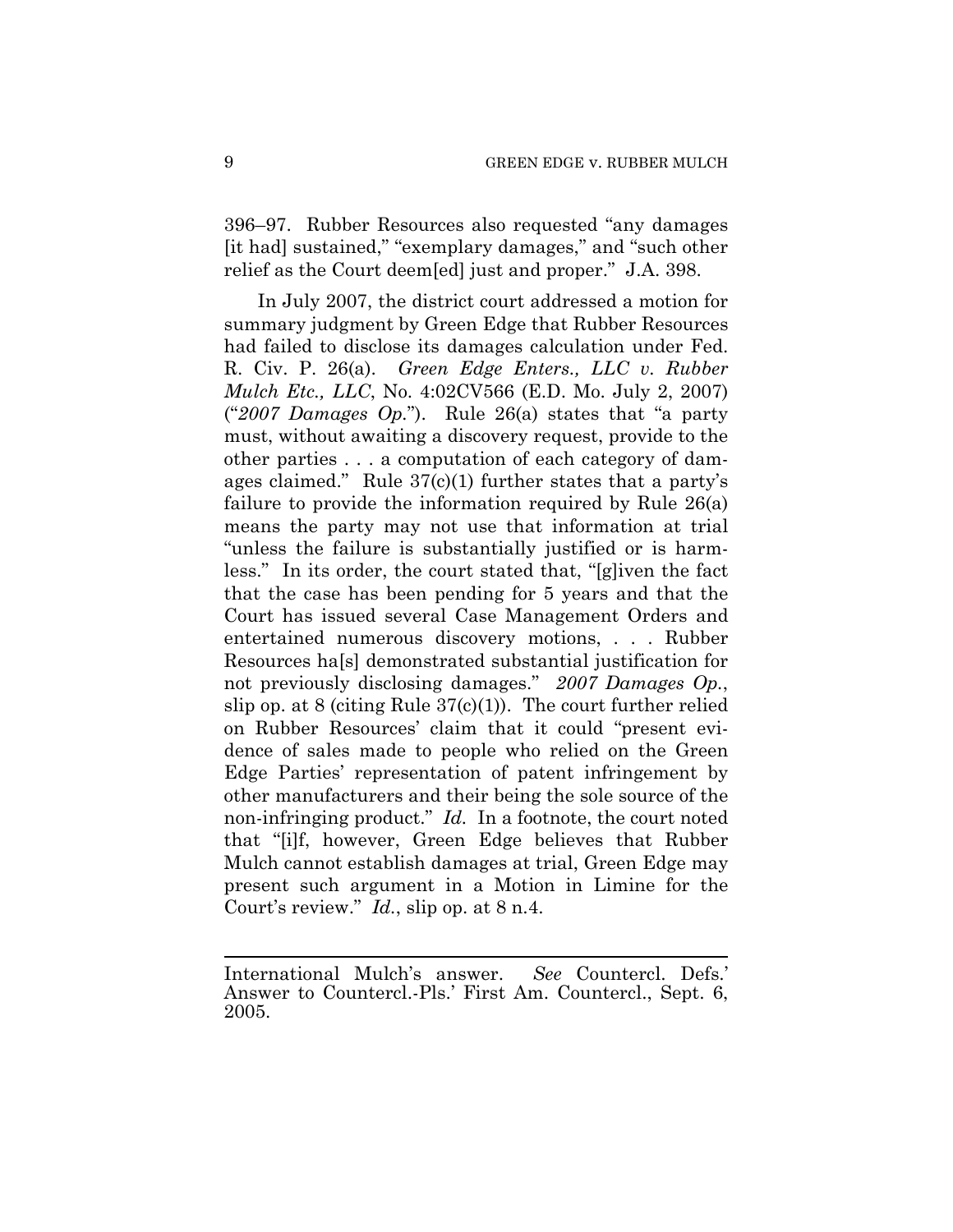396–97. Rubber Resources also requested "any damages [it had] sustained," "exemplary damages," and "such other relief as the Court deem[ed] just and proper." J.A. 398.

In July 2007, the district court addressed a motion for summary judgment by Green Edge that Rubber Resources had failed to disclose its damages calculation under Fed. R. Civ. P. 26(a). *Green Edge Enters., LLC v. Rubber Mulch Etc., LLC*, No. 4:02CV566 (E.D. Mo. July 2, 2007) ("*2007 Damages Op.*"). Rule 26(a) states that "a party must, without awaiting a discovery request, provide to the other parties . . . a computation of each category of damages claimed." Rule 37(c)(1) further states that a party's failure to provide the information required by Rule 26(a) means the party may not use that information at trial "unless the failure is substantially justified or is harmless." In its order, the court stated that, "[g]iven the fact that the case has been pending for 5 years and that the Court has issued several Case Management Orders and entertained numerous discovery motions, . . . Rubber Resources ha[s] demonstrated substantial justification for not previously disclosing damages." *2007 Damages Op.*, slip op. at 8 (citing Rule 37(c)(1)). The court further relied on Rubber Resources' claim that it could "present evidence of sales made to people who relied on the Green Edge Parties' representation of patent infringement by other manufacturers and their being the sole source of the non-infringing product." *Id.* In a footnote, the court noted that "[i]f, however, Green Edge believes that Rubber Mulch cannot establish damages at trial, Green Edge may present such argument in a Motion in Limine for the Court's review." *Id.*, slip op. at 8 n.4.

---

International Mulch's answer. *See* Countercl. Defs.' Answer to Countercl.-Pls.' First Am. Countercl., Sept. 6, 2005.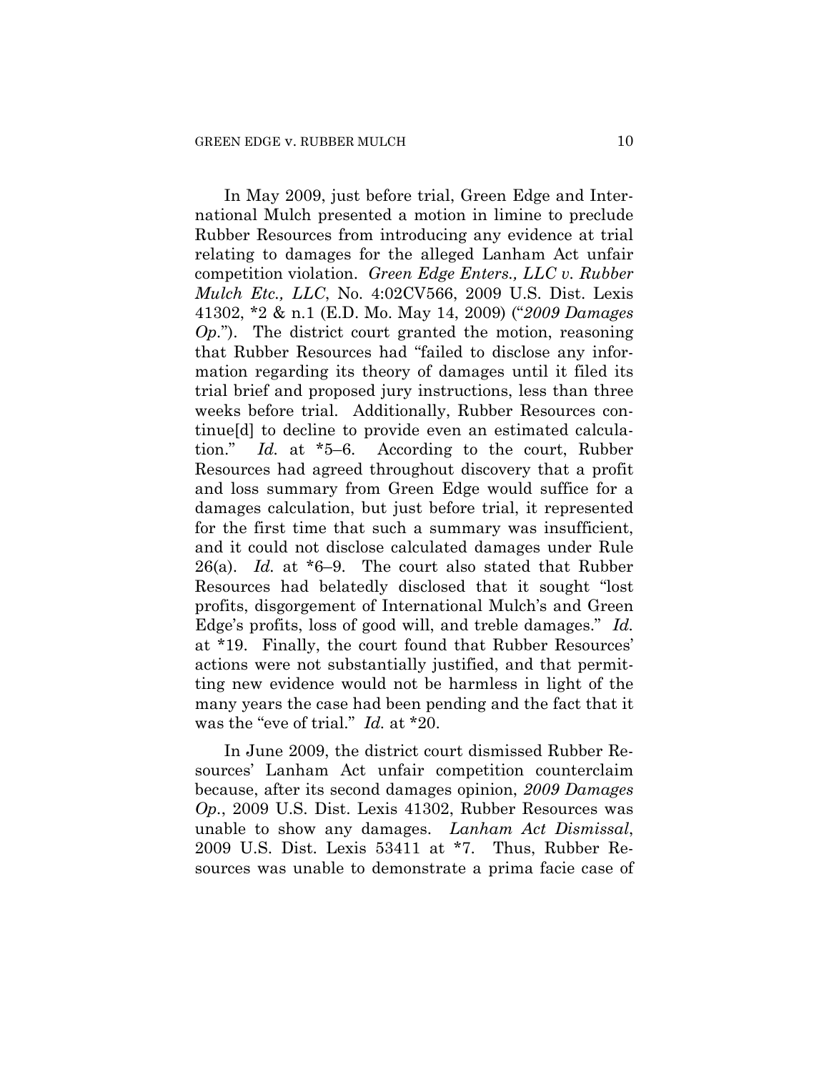In May 2009, just before trial, Green Edge and International Mulch presented a motion in limine to preclude Rubber Resources from introducing any evidence at trial relating to damages for the alleged Lanham Act unfair competition violation. *Green Edge Enters., LLC v. Rubber Mulch Etc., LLC*, No. 4:02CV566, 2009 U.S. Dist. Lexis 41302, *2 & n.1 (E.D. Mo. May 14, 2009) ("*2009 Damages Op.*"). The district court granted the motion, reasoning that Rubber Resources had "failed to disclose any information regarding its theory of damages until it filed its trial brief and proposed jury instructions, less than three weeks before trial. Additionally, Rubber Resources continue[d] to decline to provide even an estimated calculation." *Id.* at *5–6. According to the court, Rubber Resources had agreed throughout discovery that a profit and loss summary from Green Edge would suffice for a damages calculation, but just before trial, it represented for the first time that such a summary was insufficient, and it could not disclose calculated damages under Rule 26(a). *Id.* at *6–9. The court also stated that Rubber Resources had belatedly disclosed that it sought "lost profits, disgorgement of International Mulch's and Green Edge's profits, loss of good will, and treble damages." *Id.* at *19. Finally, the court found that Rubber Resources' actions were not substantially justified, and that permitting new evidence would not be harmless in light of the many years the case had been pending and the fact that it was the "eve of trial." *Id.* at *20.

In June 2009, the district court dismissed Rubber Resources' Lanham Act unfair competition counterclaim because, after its second damages opinion, *2009 Damages Op.*, 2009 U.S. Dist. Lexis 41302, Rubber Resources was unable to show any damages. *Lanham Act Dismissal*, 2009 U.S. Dist. Lexis 53411 at *7. Thus, Rubber Resources was unable to demonstrate a prima facie case of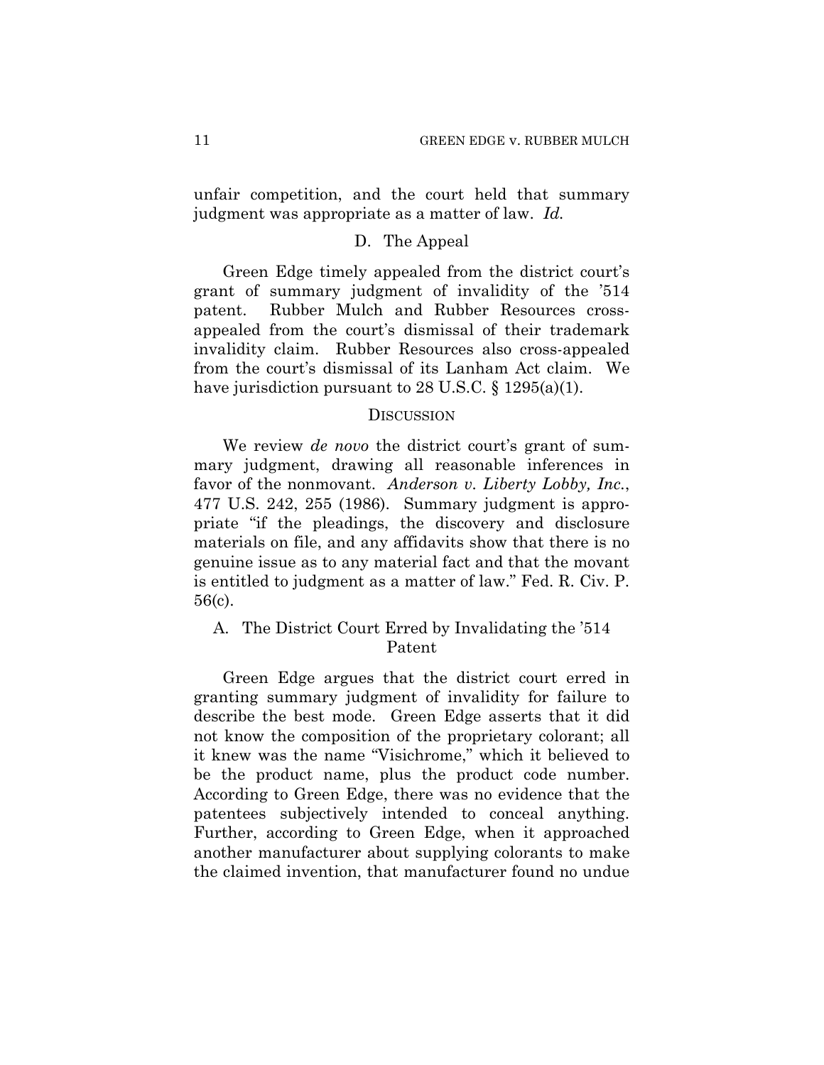unfair competition, and the court held that summary judgment was appropriate as a matter of law. *Id.*

### D. The Appeal

Green Edge timely appealed from the district court's grant of summary judgment of invalidity of the '514 patent. Rubber Mulch and Rubber Resources cross-appealed from the court's dismissal of their trademark invalidity claim. Rubber Resources also cross-appealed from the court's dismissal of its Lanham Act claim. We have jurisdiction pursuant to 28 U.S.C. § 1295(a)(1).

## DISCUSSION

We review *de novo* the district court's grant of summary judgment, drawing all reasonable inferences in favor of the nonmovant. *Anderson v. Liberty Lobby, Inc.*, 477 U.S. 242, 255 (1986). Summary judgment is appropriate "if the pleadings, the discovery and disclosure materials on file, and any affidavits show that there is no genuine issue as to any material fact and that the movant is entitled to judgment as a matter of law." Fed. R. Civ. P. 56(c).

### A. The District Court Erred by Invalidating the '514 Patent

Green Edge argues that the district court erred in granting summary judgment of invalidity for failure to describe the best mode. Green Edge asserts that it did not know the composition of the proprietary colorant; all it knew was the name "Visichrome," which it believed to be the product name, plus the product code number. According to Green Edge, there was no evidence that the patentees subjectively intended to conceal anything. Further, according to Green Edge, when it approached another manufacturer about supplying colorants to make the claimed invention, that manufacturer found no undue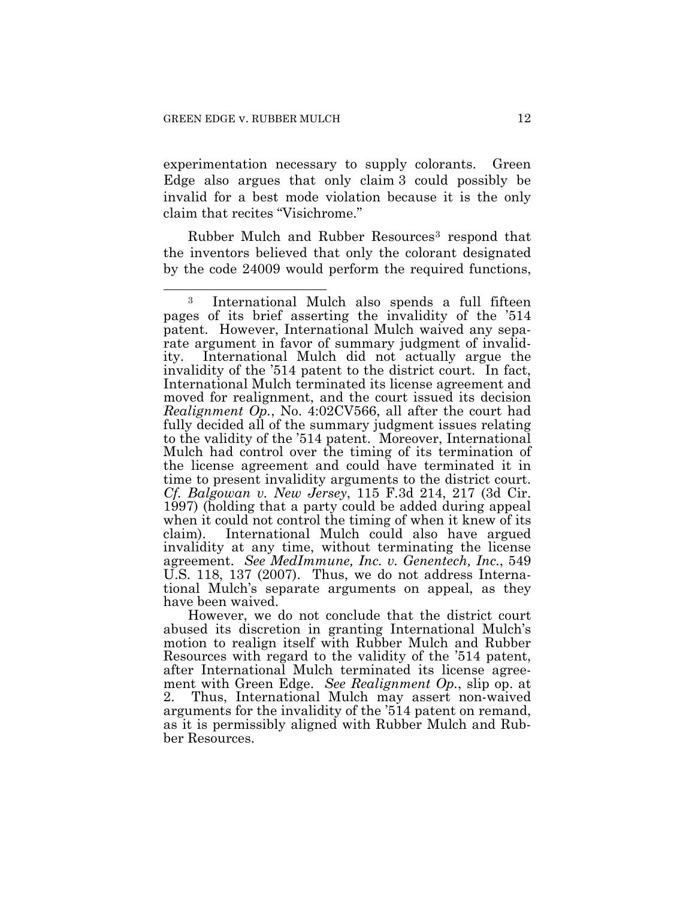experimentation necessary to supply colorants. Green Edge also argues that only claim 3 could possibly be invalid for a best mode violation because it is the only claim that recites "Visichrome."

Rubber Mulch and Rubber Resources[3] respond that the inventors believed that only the colorant designated by the code 24009 would perform the required functions,

---

[3] International Mulch also spends a full fifteen pages of its brief asserting the invalidity of the '514 patent. However, International Mulch waived any separate argument in favor of summary judgment of invalidity. International Mulch did not actually argue the invalidity of the '514 patent to the district court. In fact, International Mulch terminated its license agreement and moved for realignment, and the court issued its decision *Realignment Op.*, No. 4:02CV566, all after the court had fully decided all of the summary judgment issues relating to the validity of the '514 patent. Moreover, International Mulch had control over the timing of its termination of the license agreement and could have terminated it in time to present invalidity arguments to the district court. *Cf. Balgowan v. New Jersey*, 115 F.3d 214, 217 (3d Cir. 1997) (holding that a party could be added during appeal when it could not control the timing of when it knew of its claim). International Mulch could also have argued invalidity at any time, without terminating the license agreement. *See MedImmune, Inc. v. Genentech, Inc.*, 549 U.S. 118, 137 (2007). Thus, we do not address International Mulch's separate arguments on appeal, as they have been waived.

However, we do not conclude that the district court abused its discretion in granting International Mulch's motion to realign itself with Rubber Mulch and Rubber Resources with regard to the validity of the '514 patent, after International Mulch terminated its license agreement with Green Edge. *See Realignment Op.*, slip op. at 2. Thus, International Mulch may assert non-waived arguments for the invalidity of the '514 patent on remand, as it is permissibly aligned with Rubber Mulch and Rubber Resources.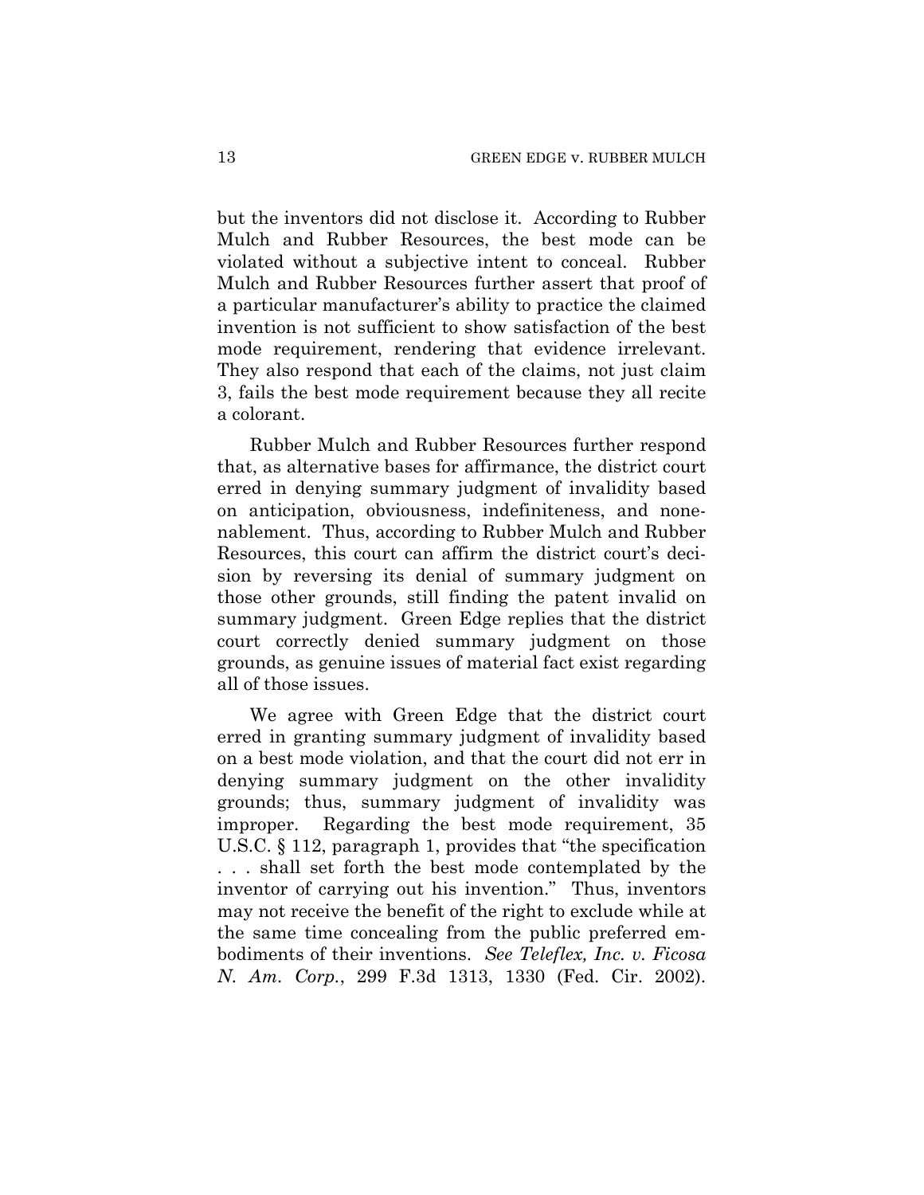but the inventors did not disclose it. According to Rubber Mulch and Rubber Resources, the best mode can be violated without a subjective intent to conceal. Rubber Mulch and Rubber Resources further assert that proof of a particular manufacturer's ability to practice the claimed invention is not sufficient to show satisfaction of the best mode requirement, rendering that evidence irrelevant. They also respond that each of the claims, not just claim 3, fails the best mode requirement because they all recite a colorant.

Rubber Mulch and Rubber Resources further respond that, as alternative bases for affirmance, the district court erred in denying summary judgment of invalidity based on anticipation, obviousness, indefiniteness, and nonenablement. Thus, according to Rubber Mulch and Rubber Resources, this court can affirm the district court's decision by reversing its denial of summary judgment on those other grounds, still finding the patent invalid on summary judgment. Green Edge replies that the district court correctly denied summary judgment on those grounds, as genuine issues of material fact exist regarding all of those issues.

We agree with Green Edge that the district court erred in granting summary judgment of invalidity based on a best mode violation, and that the court did not err in denying summary judgment on the other invalidity grounds; thus, summary judgment of invalidity was improper. Regarding the best mode requirement, 35 U.S.C. § 112, paragraph 1, provides that "the specification . . . shall set forth the best mode contemplated by the inventor of carrying out his invention." Thus, inventors may not receive the benefit of the right to exclude while at the same time concealing from the public preferred embodiments of their inventions. *See Teleflex, Inc. v. Ficosa N. Am. Corp.*, 299 F.3d 1313, 1330 (Fed. Cir. 2002).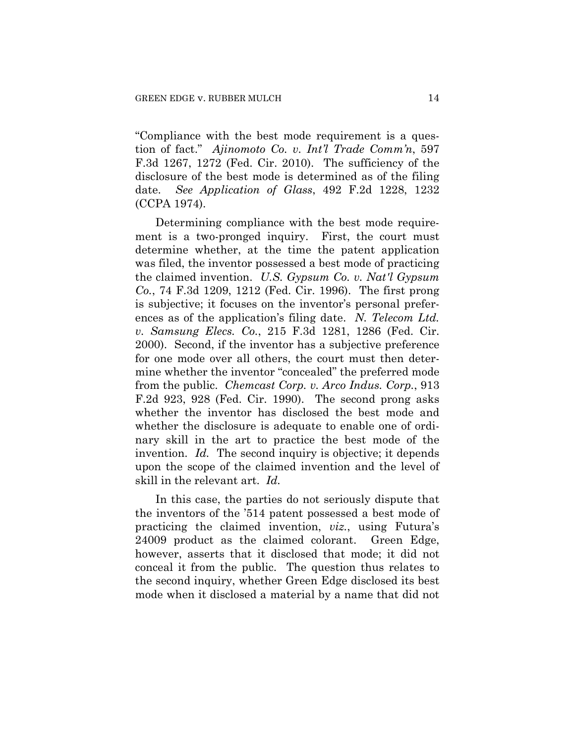"Compliance with the best mode requirement is a question of fact." *Ajinomoto Co. v. Int'l Trade Comm'n*, 597 F.3d 1267, 1272 (Fed. Cir. 2010). The sufficiency of the disclosure of the best mode is determined as of the filing date. *See Application of Glass*, 492 F.2d 1228, 1232 (CCPA 1974).

Determining compliance with the best mode requirement is a two-pronged inquiry. First, the court must determine whether, at the time the patent application was filed, the inventor possessed a best mode of practicing the claimed invention. *U.S. Gypsum Co. v. Nat'l Gypsum Co.*, 74 F.3d 1209, 1212 (Fed. Cir. 1996). The first prong is subjective; it focuses on the inventor's personal preferences as of the application's filing date. *N. Telecom Ltd. v. Samsung Elecs. Co.*, 215 F.3d 1281, 1286 (Fed. Cir. 2000). Second, if the inventor has a subjective preference for one mode over all others, the court must then determine whether the inventor "concealed" the preferred mode from the public. *Chemcast Corp. v. Arco Indus. Corp.*, 913 F.2d 923, 928 (Fed. Cir. 1990). The second prong asks whether the inventor has disclosed the best mode and whether the disclosure is adequate to enable one of ordinary skill in the art to practice the best mode of the invention. *Id.* The second inquiry is objective; it depends upon the scope of the claimed invention and the level of skill in the relevant art. *Id.*

In this case, the parties do not seriously dispute that the inventors of the '514 patent possessed a best mode of practicing the claimed invention, *viz.*, using Futura's 24009 product as the claimed colorant. Green Edge, however, asserts that it disclosed that mode; it did not conceal it from the public. The question thus relates to the second inquiry, whether Green Edge disclosed its best mode when it disclosed a material by a name that did not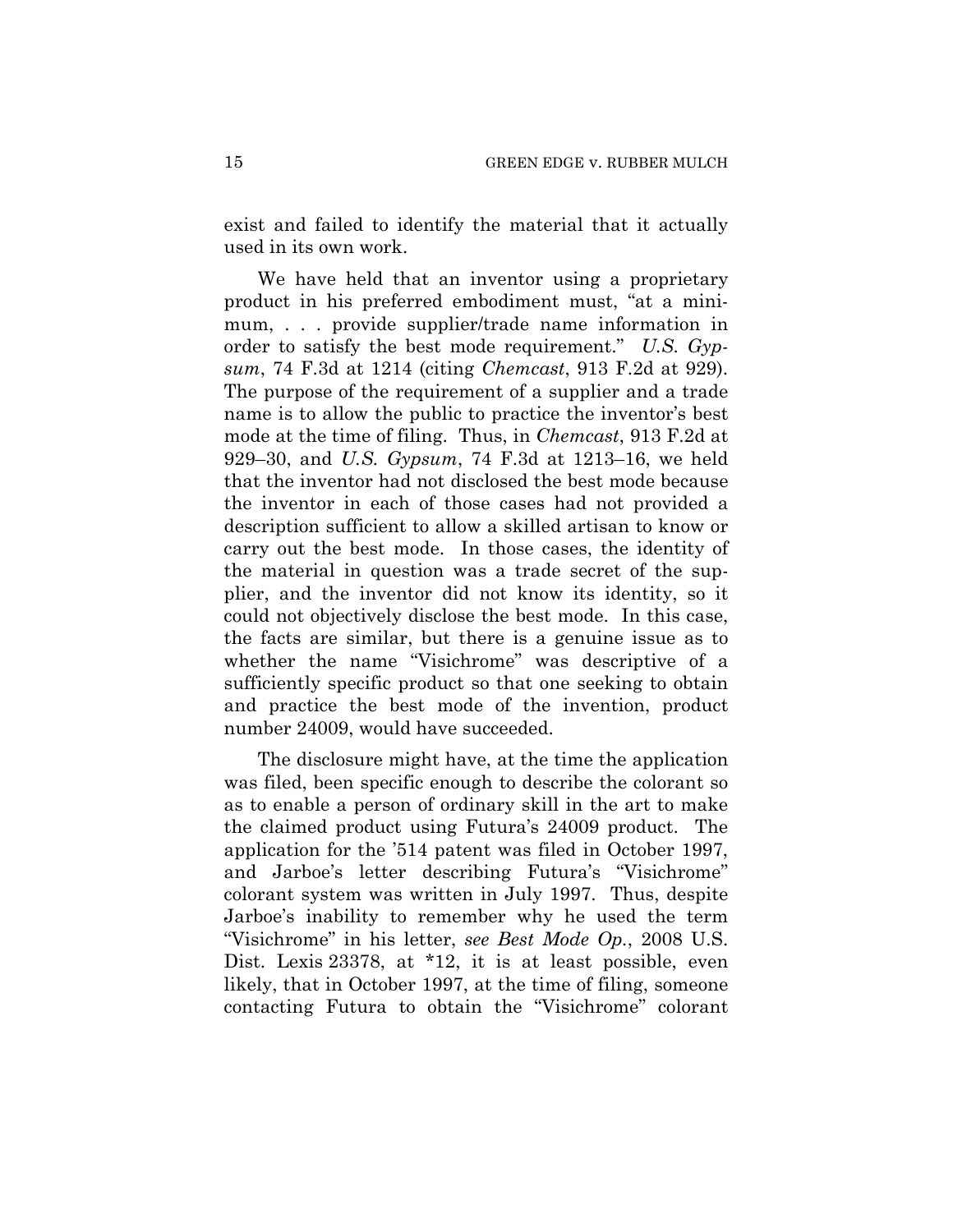exist and failed to identify the material that it actually used in its own work.

We have held that an inventor using a proprietary product in his preferred embodiment must, "at a minimum, . . . provide supplier/trade name information in order to satisfy the best mode requirement." *U.S. Gypsum*, 74 F.3d at 1214 (citing *Chemcast*, 913 F.2d at 929). The purpose of the requirement of a supplier and a trade name is to allow the public to practice the inventor's best mode at the time of filing. Thus, in *Chemcast*, 913 F.2d at 929–30, and *U.S. Gypsum*, 74 F.3d at 1213–16, we held that the inventor had not disclosed the best mode because the inventor in each of those cases had not provided a description sufficient to allow a skilled artisan to know or carry out the best mode. In those cases, the identity of the material in question was a trade secret of the supplier, and the inventor did not know its identity, so it could not objectively disclose the best mode. In this case, the facts are similar, but there is a genuine issue as to whether the name "Visichrome" was descriptive of a sufficiently specific product so that one seeking to obtain and practice the best mode of the invention, product number 24009, would have succeeded.

The disclosure might have, at the time the application was filed, been specific enough to describe the colorant so as to enable a person of ordinary skill in the art to make the claimed product using Futura's 24009 product. The application for the '514 patent was filed in October 1997, and Jarboe's letter describing Futura's "Visichrome" colorant system was written in July 1997. Thus, despite Jarboe's inability to remember why he used the term "Visichrome" in his letter, *see Best Mode Op.*, 2008 U.S. Dist. Lexis 23378, at *12, it is at least possible, even likely, that in October 1997, at the time of filing, someone contacting Futura to obtain the "Visichrome" colorant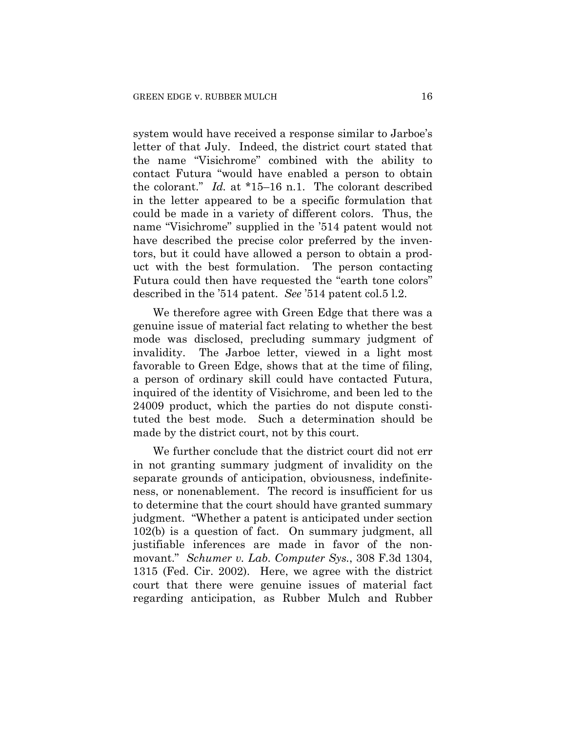system would have received a response similar to Jarboe's letter of that July. Indeed, the district court stated that the name "Visichrome" combined with the ability to contact Futura "would have enabled a person to obtain the colorant." *Id.* at *15–16 n.1. The colorant described in the letter appeared to be a specific formulation that could be made in a variety of different colors. Thus, the name "Visichrome" supplied in the '514 patent would not have described the precise color preferred by the inventors, but it could have allowed a person to obtain a product with the best formulation. The person contacting Futura could then have requested the "earth tone colors" described in the '514 patent. *See* '514 patent col.5 l.2.

We therefore agree with Green Edge that there was a genuine issue of material fact relating to whether the best mode was disclosed, precluding summary judgment of invalidity. The Jarboe letter, viewed in a light most favorable to Green Edge, shows that at the time of filing, a person of ordinary skill could have contacted Futura, inquired of the identity of Visichrome, and been led to the 24009 product, which the parties do not dispute constituted the best mode. Such a determination should be made by the district court, not by this court.

We further conclude that the district court did not err in not granting summary judgment of invalidity on the separate grounds of anticipation, obviousness, indefiniteness, or nonenablement. The record is insufficient for us to determine that the court should have granted summary judgment. "Whether a patent is anticipated under section 102(b) is a question of fact. On summary judgment, all justifiable inferences are made in favor of the nonmovant." *Schumer v. Lab. Computer Sys.*, 308 F.3d 1304, 1315 (Fed. Cir. 2002). Here, we agree with the district court that there were genuine issues of material fact regarding anticipation, as Rubber Mulch and Rubber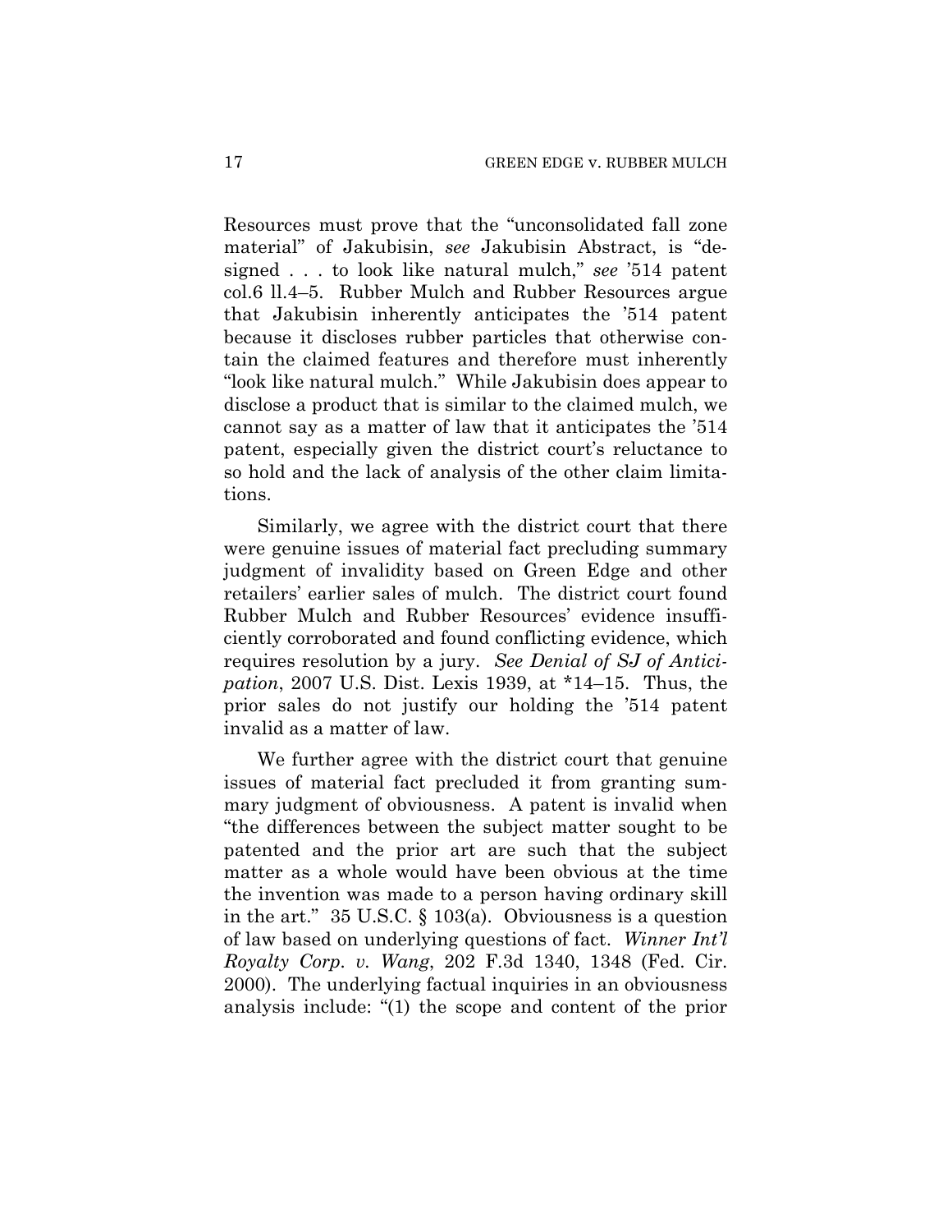Resources must prove that the "unconsolidated fall zone material" of Jakubisin, *see* Jakubisin Abstract, is "designed . . . to look like natural mulch," *see* '514 patent col.6 ll.4–5. Rubber Mulch and Rubber Resources argue that Jakubisin inherently anticipates the '514 patent because it discloses rubber particles that otherwise contain the claimed features and therefore must inherently "look like natural mulch." While Jakubisin does appear to disclose a product that is similar to the claimed mulch, we cannot say as a matter of law that it anticipates the '514 patent, especially given the district court's reluctance to so hold and the lack of analysis of the other claim limitations.

Similarly, we agree with the district court that there were genuine issues of material fact precluding summary judgment of invalidity based on Green Edge and other retailers' earlier sales of mulch. The district court found Rubber Mulch and Rubber Resources' evidence insufficiently corroborated and found conflicting evidence, which requires resolution by a jury. *See Denial of SJ of Anticipation*, 2007 U.S. Dist. Lexis 1939, at *14–15. Thus, the prior sales do not justify our holding the '514 patent invalid as a matter of law.

We further agree with the district court that genuine issues of material fact precluded it from granting summary judgment of obviousness. A patent is invalid when "the differences between the subject matter sought to be patented and the prior art are such that the subject matter as a whole would have been obvious at the time the invention was made to a person having ordinary skill in the art." 35 U.S.C. § 103(a). Obviousness is a question of law based on underlying questions of fact. *Winner Int'l Royalty Corp. v. Wang*, 202 F.3d 1340, 1348 (Fed. Cir. 2000). The underlying factual inquiries in an obviousness analysis include: "(1) the scope and content of the prior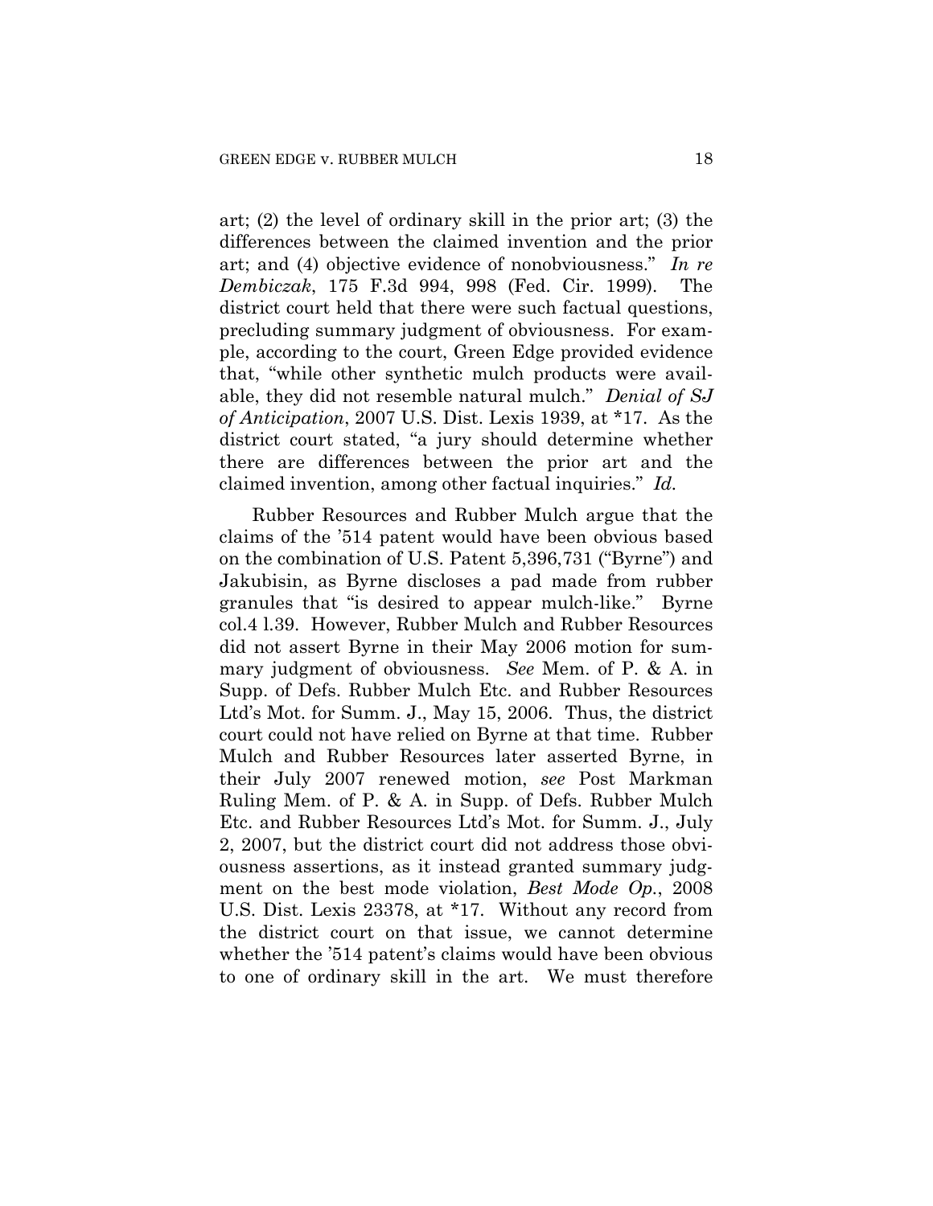art; (2) the level of ordinary skill in the prior art; (3) the differences between the claimed invention and the prior art; and (4) objective evidence of nonobviousness." *In re Dembiczak*, 175 F.3d 994, 998 (Fed. Cir. 1999). The district court held that there were such factual questions, precluding summary judgment of obviousness. For example, according to the court, Green Edge provided evidence that, "while other synthetic mulch products were available, they did not resemble natural mulch." *Denial of SJ of Anticipation*, 2007 U.S. Dist. Lexis 1939, at *17. As the district court stated, "a jury should determine whether there are differences between the prior art and the claimed invention, among other factual inquiries." *Id.*

Rubber Resources and Rubber Mulch argue that the claims of the '514 patent would have been obvious based on the combination of U.S. Patent 5,396,731 ("Byrne") and Jakubisin, as Byrne discloses a pad made from rubber granules that "is desired to appear mulch-like." Byrne col.4 l.39. However, Rubber Mulch and Rubber Resources did not assert Byrne in their May 2006 motion for summary judgment of obviousness. *See* Mem. of P. & A. in Supp. of Defs. Rubber Mulch Etc. and Rubber Resources Ltd's Mot. for Summ. J., May 15, 2006. Thus, the district court could not have relied on Byrne at that time. Rubber Mulch and Rubber Resources later asserted Byrne, in their July 2007 renewed motion, *see* Post Markman Ruling Mem. of P. & A. in Supp. of Defs. Rubber Mulch Etc. and Rubber Resources Ltd's Mot. for Summ. J., July 2, 2007, but the district court did not address those obviousness assertions, as it instead granted summary judgment on the best mode violation, *Best Mode Op.*, 2008 U.S. Dist. Lexis 23378, at *17. Without any record from the district court on that issue, we cannot determine whether the '514 patent's claims would have been obvious to one of ordinary skill in the art. We must therefore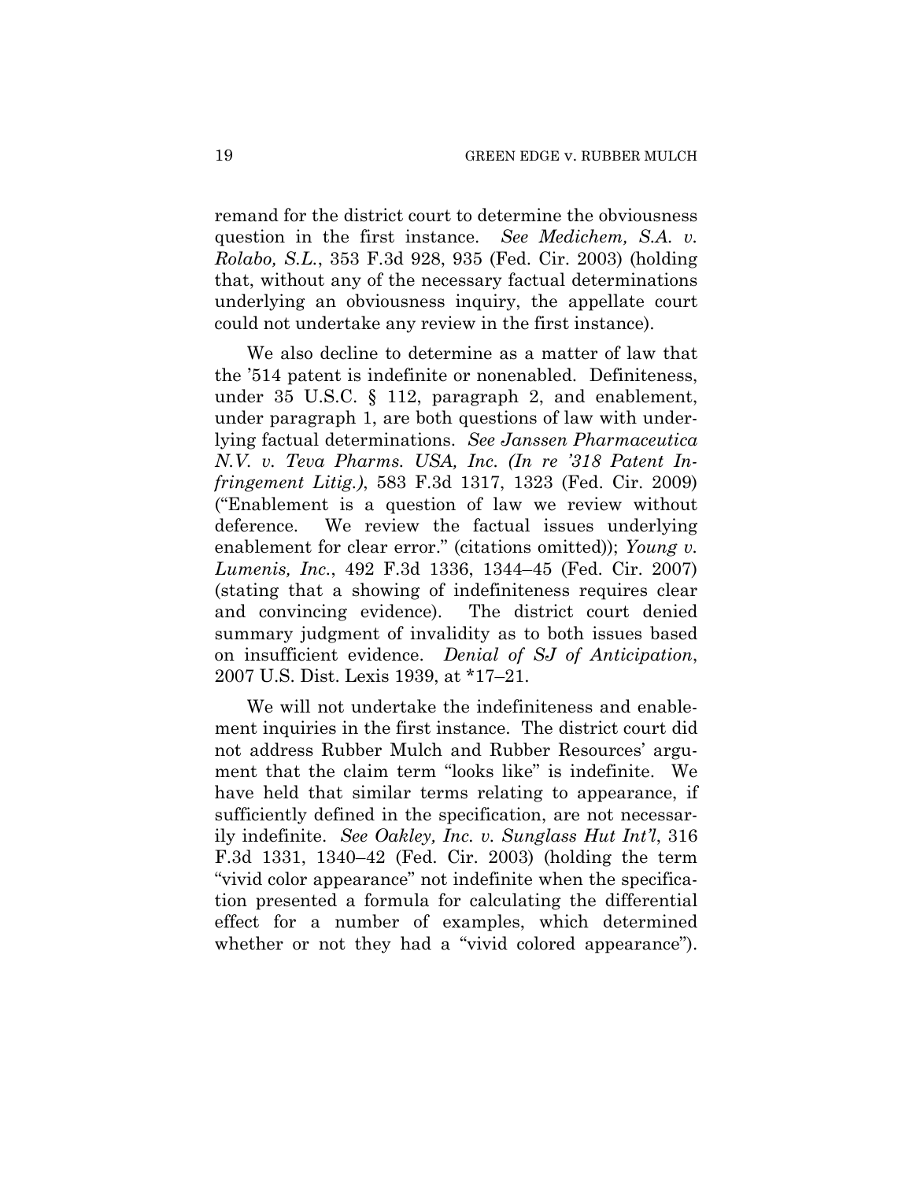remand for the district court to determine the obviousness question in the first instance. *See Medichem, S.A. v. Rolabo, S.L.*, 353 F.3d 928, 935 (Fed. Cir. 2003) (holding that, without any of the necessary factual determinations underlying an obviousness inquiry, the appellate court could not undertake any review in the first instance).

We also decline to determine as a matter of law that the '514 patent is indefinite or nonenabled. Definiteness, under 35 U.S.C. § 112, paragraph 2, and enablement, under paragraph 1, are both questions of law with underlying factual determinations. *See Janssen Pharmaceutica N.V. v. Teva Pharms. USA, Inc. (In re '318 Patent Infringement Litig.)*, 583 F.3d 1317, 1323 (Fed. Cir. 2009) ("Enablement is a question of law we review without deference. We review the factual issues underlying enablement for clear error." (citations omitted)); *Young v. Lumenis, Inc.*, 492 F.3d 1336, 1344–45 (Fed. Cir. 2007) (stating that a showing of indefiniteness requires clear and convincing evidence). The district court denied summary judgment of invalidity as to both issues based on insufficient evidence. *Denial of SJ of Anticipation*, 2007 U.S. Dist. Lexis 1939, at *17–21.

We will not undertake the indefiniteness and enablement inquiries in the first instance. The district court did not address Rubber Mulch and Rubber Resources' argument that the claim term "looks like" is indefinite. We have held that similar terms relating to appearance, if sufficiently defined in the specification, are not necessarily indefinite. *See Oakley, Inc. v. Sunglass Hut Int'l*, 316 F.3d 1331, 1340–42 (Fed. Cir. 2003) (holding the term "vivid color appearance" not indefinite when the specification presented a formula for calculating the differential effect for a number of examples, which determined whether or not they had a "vivid colored appearance").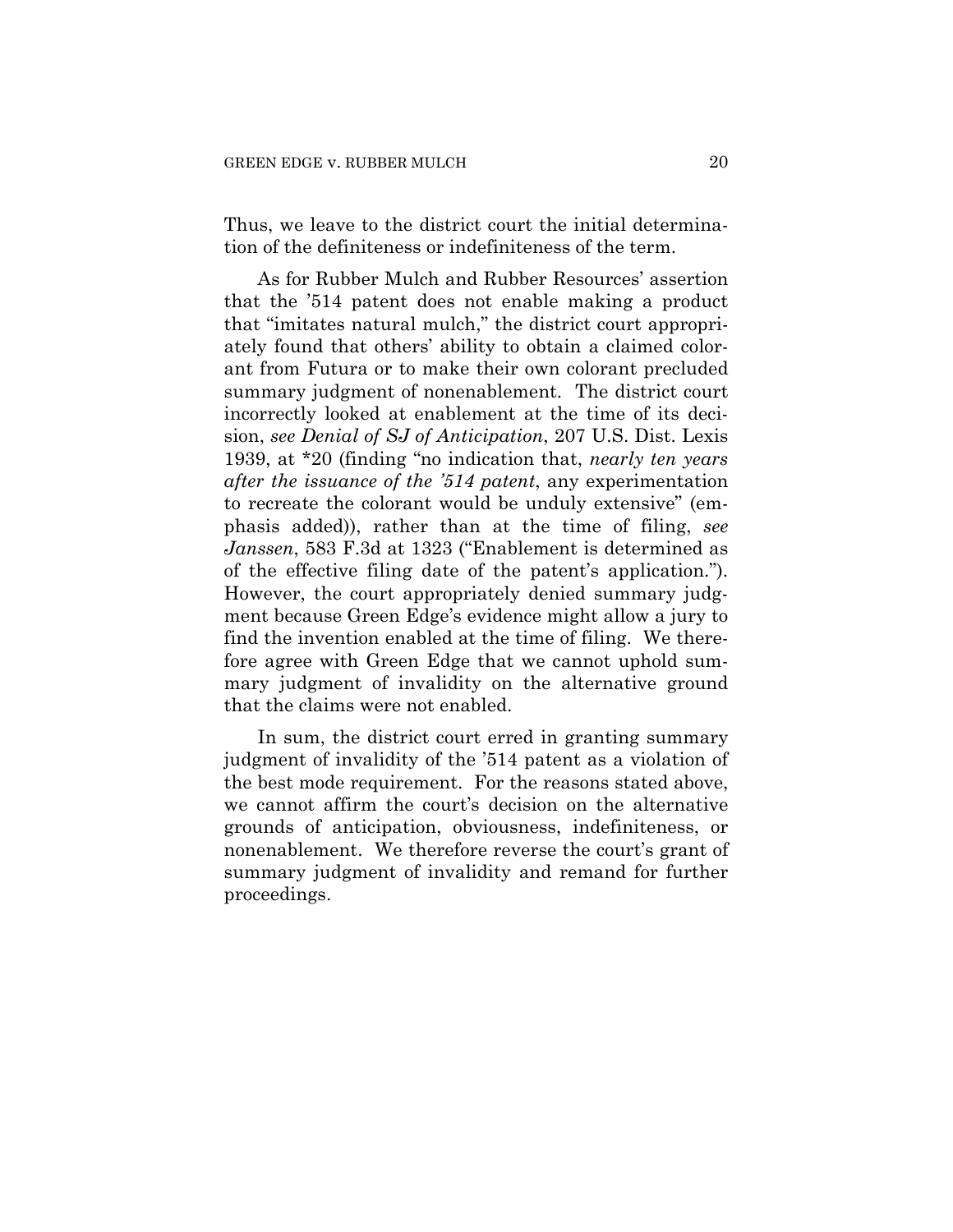Thus, we leave to the district court the initial determination of the definiteness or indefiniteness of the term.

As for Rubber Mulch and Rubber Resources' assertion that the '514 patent does not enable making a product that "imitates natural mulch," the district court appropriately found that others' ability to obtain a claimed colorant from Futura or to make their own colorant precluded summary judgment of nonenablement. The district court incorrectly looked at enablement at the time of its decision, *see Denial of SJ of Anticipation*, 207 U.S. Dist. Lexis 1939, at *20 (finding "no indication that, *nearly ten years after the issuance of the '514 patent*, any experimentation to recreate the colorant would be unduly extensive" (emphasis added)), rather than at the time of filing, *see Janssen*, 583 F.3d at 1323 ("Enablement is determined as of the effective filing date of the patent's application."). However, the court appropriately denied summary judgment because Green Edge's evidence might allow a jury to find the invention enabled at the time of filing. We therefore agree with Green Edge that we cannot uphold summary judgment of invalidity on the alternative ground that the claims were not enabled.

In sum, the district court erred in granting summary judgment of invalidity of the '514 patent as a violation of the best mode requirement. For the reasons stated above, we cannot affirm the court's decision on the alternative grounds of anticipation, obviousness, indefiniteness, or nonenablement. We therefore reverse the court's grant of summary judgment of invalidity and remand for further proceedings.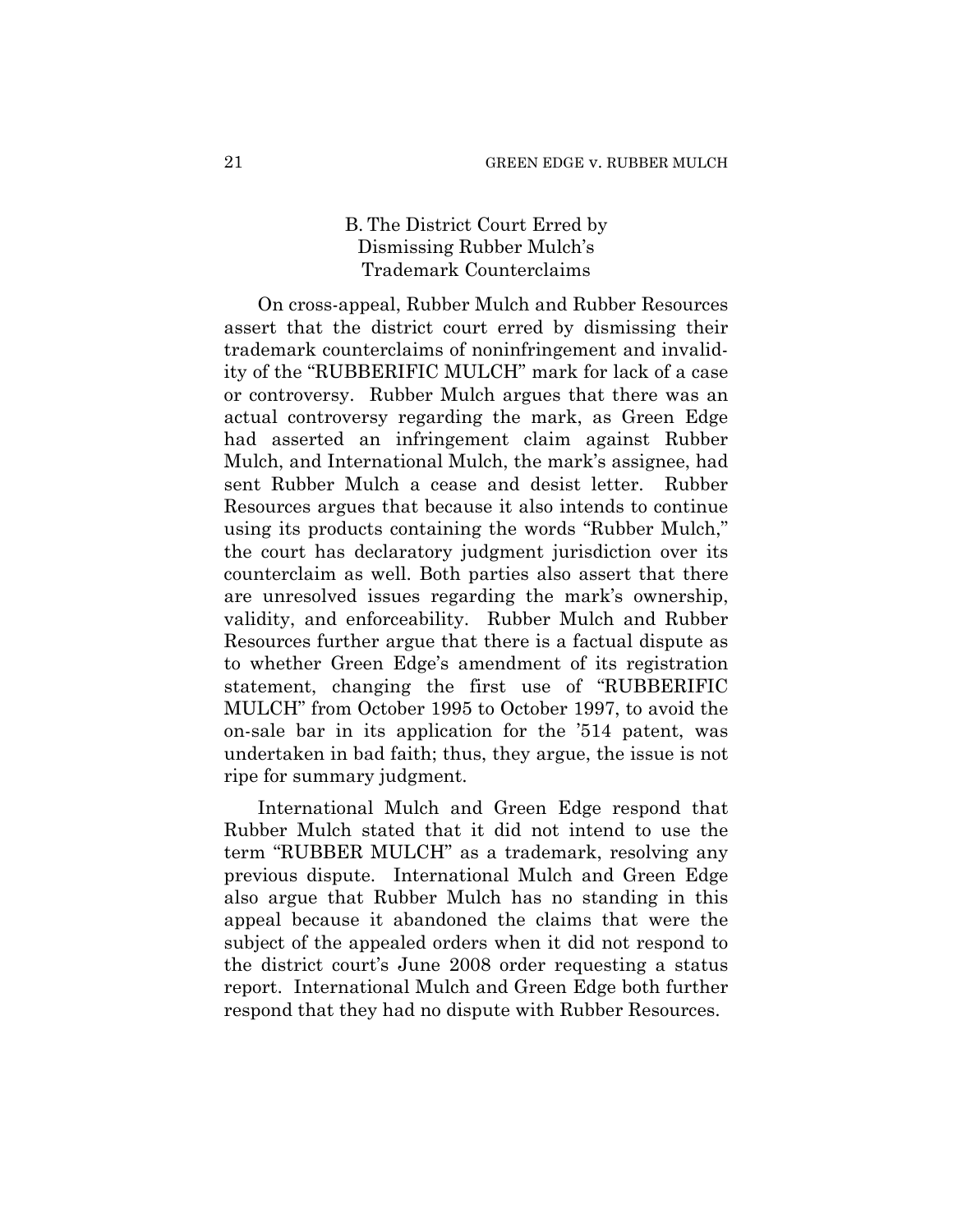### B. The District Court Erred by Dismissing Rubber Mulch's Trademark Counterclaims

On cross-appeal, Rubber Mulch and Rubber Resources assert that the district court erred by dismissing their trademark counterclaims of noninfringement and invalidity of the "RUBBERIFIC MULCH" mark for lack of a case or controversy. Rubber Mulch argues that there was an actual controversy regarding the mark, as Green Edge had asserted an infringement claim against Rubber Mulch, and International Mulch, the mark's assignee, had sent Rubber Mulch a cease and desist letter. Rubber Resources argues that because it also intends to continue using its products containing the words "Rubber Mulch," the court has declaratory judgment jurisdiction over its counterclaim as well. Both parties also assert that there are unresolved issues regarding the mark's ownership, validity, and enforceability. Rubber Mulch and Rubber Resources further argue that there is a factual dispute as to whether Green Edge's amendment of its registration statement, changing the first use of "RUBBERIFIC MULCH" from October 1995 to October 1997, to avoid the on-sale bar in its application for the '514 patent, was undertaken in bad faith; thus, they argue, the issue is not ripe for summary judgment.

International Mulch and Green Edge respond that Rubber Mulch stated that it did not intend to use the term "RUBBER MULCH" as a trademark, resolving any previous dispute. International Mulch and Green Edge also argue that Rubber Mulch has no standing in this appeal because it abandoned the claims that were the subject of the appealed orders when it did not respond to the district court's June 2008 order requesting a status report. International Mulch and Green Edge both further respond that they had no dispute with Rubber Resources.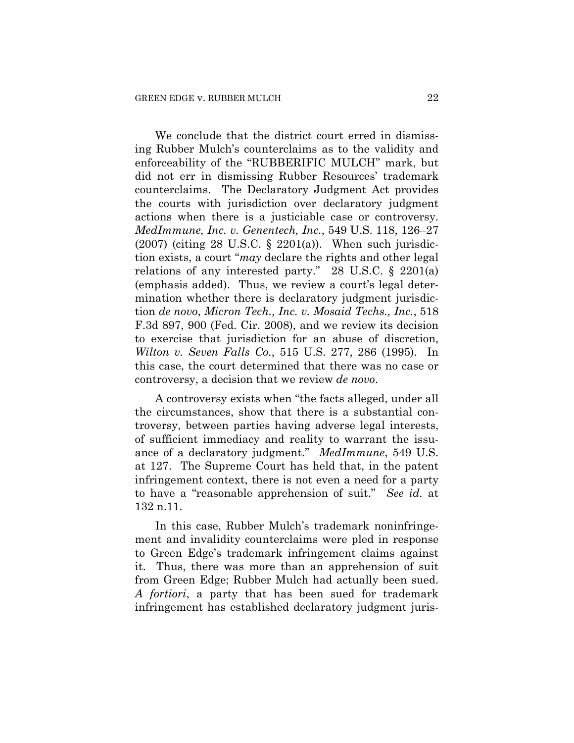We conclude that the district court erred in dismissing Rubber Mulch's counterclaims as to the validity and enforceability of the "RUBBERIFIC MULCH" mark, but did not err in dismissing Rubber Resources' trademark counterclaims. The Declaratory Judgment Act provides the courts with jurisdiction over declaratory judgment actions when there is a justiciable case or controversy. *MedImmune, Inc. v. Genentech, Inc.*, 549 U.S. 118, 126–27 (2007) (citing 28 U.S.C. § 2201(a)). When such jurisdiction exists, a court "*may* declare the rights and other legal relations of any interested party." 28 U.S.C. § 2201(a) (emphasis added). Thus, we review a court's legal determination whether there is declaratory judgment jurisdiction *de novo*, *Micron Tech., Inc. v. Mosaid Techs., Inc.*, 518 F.3d 897, 900 (Fed. Cir. 2008), and we review its decision to exercise that jurisdiction for an abuse of discretion, *Wilton v. Seven Falls Co.*, 515 U.S. 277, 286 (1995). In this case, the court determined that there was no case or controversy, a decision that we review *de novo*.

A controversy exists when "the facts alleged, under all the circumstances, show that there is a substantial controversy, between parties having adverse legal interests, of sufficient immediacy and reality to warrant the issuance of a declaratory judgment." *MedImmune*, 549 U.S. at 127. The Supreme Court has held that, in the patent infringement context, there is not even a need for a party to have a "reasonable apprehension of suit." *See id.* at 132 n.11.

In this case, Rubber Mulch's trademark noninfringement and invalidity counterclaims were pled in response to Green Edge's trademark infringement claims against it. Thus, there was more than an apprehension of suit from Green Edge; Rubber Mulch had actually been sued. *A fortiori*, a party that has been sued for trademark infringement has established declaratory judgment juris-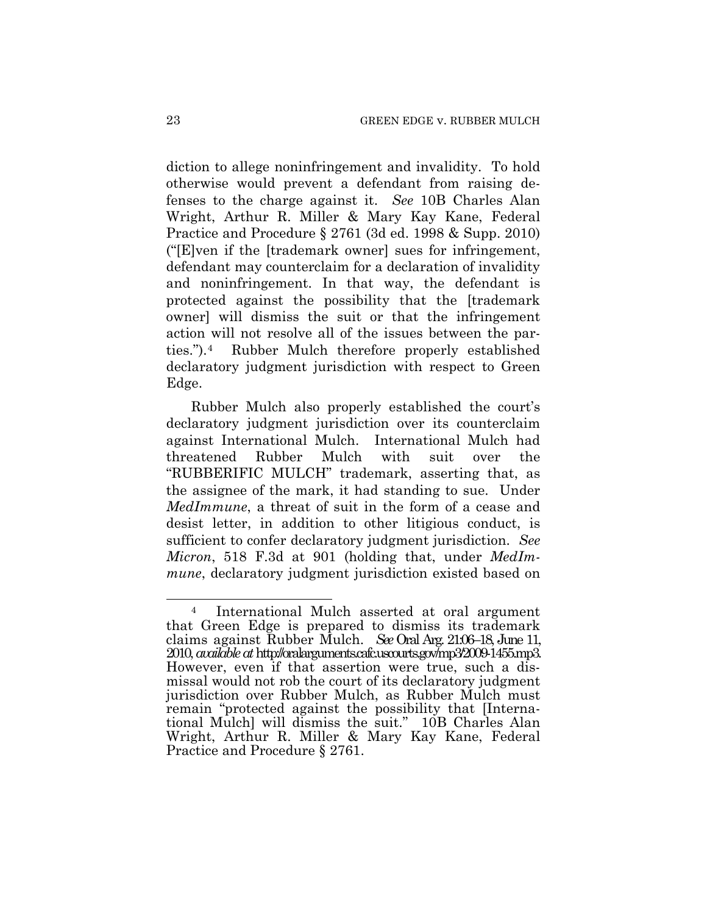diction to allege noninfringement and invalidity. To hold otherwise would prevent a defendant from raising defenses to the charge against it. *See* 10B Charles Alan Wright, Arthur R. Miller & Mary Kay Kane, Federal Practice and Procedure § 2761 (3d ed. 1998 & Supp. 2010) ("[E]ven if the [trademark owner] sues for infringement, defendant may counterclaim for a declaration of invalidity and noninfringement. In that way, the defendant is protected against the possibility that the [trademark owner] will dismiss the suit or that the infringement action will not resolve all of the issues between the parties.").[4] Rubber Mulch therefore properly established declaratory judgment jurisdiction with respect to Green Edge.

Rubber Mulch also properly established the court's declaratory judgment jurisdiction over its counterclaim against International Mulch. International Mulch had threatened Rubber Mulch with suit over the "RUBBERIFIC MULCH" trademark, asserting that, as the assignee of the mark, it had standing to sue. Under *MedImmune*, a threat of suit in the form of a cease and desist letter, in addition to other litigious conduct, is sufficient to confer declaratory judgment jurisdiction. *See Micron*, 518 F.3d at 901 (holding that, under *MedImmune*, declaratory judgment jurisdiction existed based on

---

[4] International Mulch asserted at oral argument that Green Edge is prepared to dismiss its trademark claims against Rubber Mulch. *See* Oral Arg. 21:06–18, June 11, 2010, *available at* http://oralarguments.cafc.uscourts.gov/mp3/2009-1455.mp3. However, even if that assertion were true, such a dismissal would not rob the court of its declaratory judgment jurisdiction over Rubber Mulch, as Rubber Mulch must remain "protected against the possibility that [International Mulch] will dismiss the suit." 10B Charles Alan Wright, Arthur R. Miller & Mary Kay Kane, Federal Practice and Procedure § 2761.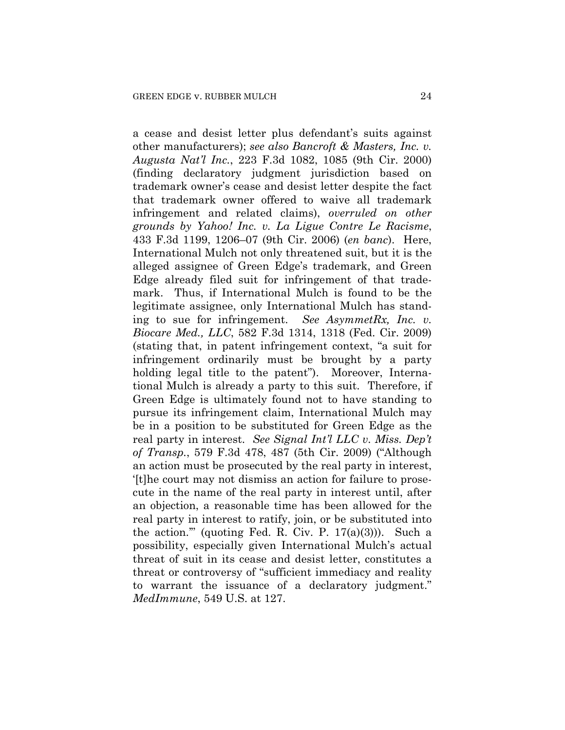a cease and desist letter plus defendant's suits against other manufacturers); *see also Bancroft & Masters, Inc. v. Augusta Nat'l Inc.*, 223 F.3d 1082, 1085 (9th Cir. 2000) (finding declaratory judgment jurisdiction based on trademark owner's cease and desist letter despite the fact that trademark owner offered to waive all trademark infringement and related claims), *overruled on other grounds by Yahoo! Inc. v. La Ligue Contre Le Racisme*, 433 F.3d 1199, 1206–07 (9th Cir. 2006) (*en banc*). Here, International Mulch not only threatened suit, but it is the alleged assignee of Green Edge's trademark, and Green Edge already filed suit for infringement of that trademark. Thus, if International Mulch is found to be the legitimate assignee, only International Mulch has standing to sue for infringement. *See AsymmetRx, Inc. v. Biocare Med., LLC*, 582 F.3d 1314, 1318 (Fed. Cir. 2009) (stating that, in patent infringement context, "a suit for infringement ordinarily must be brought by a party holding legal title to the patent"). Moreover, International Mulch is already a party to this suit. Therefore, if Green Edge is ultimately found not to have standing to pursue its infringement claim, International Mulch may be in a position to be substituted for Green Edge as the real party in interest. *See Signal Int'l LLC v. Miss. Dep't of Transp.*, 579 F.3d 478, 487 (5th Cir. 2009) ("Although an action must be prosecuted by the real party in interest, '[t]he court may not dismiss an action for failure to prosecute in the name of the real party in interest until, after an objection, a reasonable time has been allowed for the real party in interest to ratify, join, or be substituted into the action.'" (quoting Fed. R. Civ. P. 17(a)(3))). Such a possibility, especially given International Mulch's actual threat of suit in its cease and desist letter, constitutes a threat or controversy of "sufficient immediacy and reality to warrant the issuance of a declaratory judgment." *MedImmune*, 549 U.S. at 127.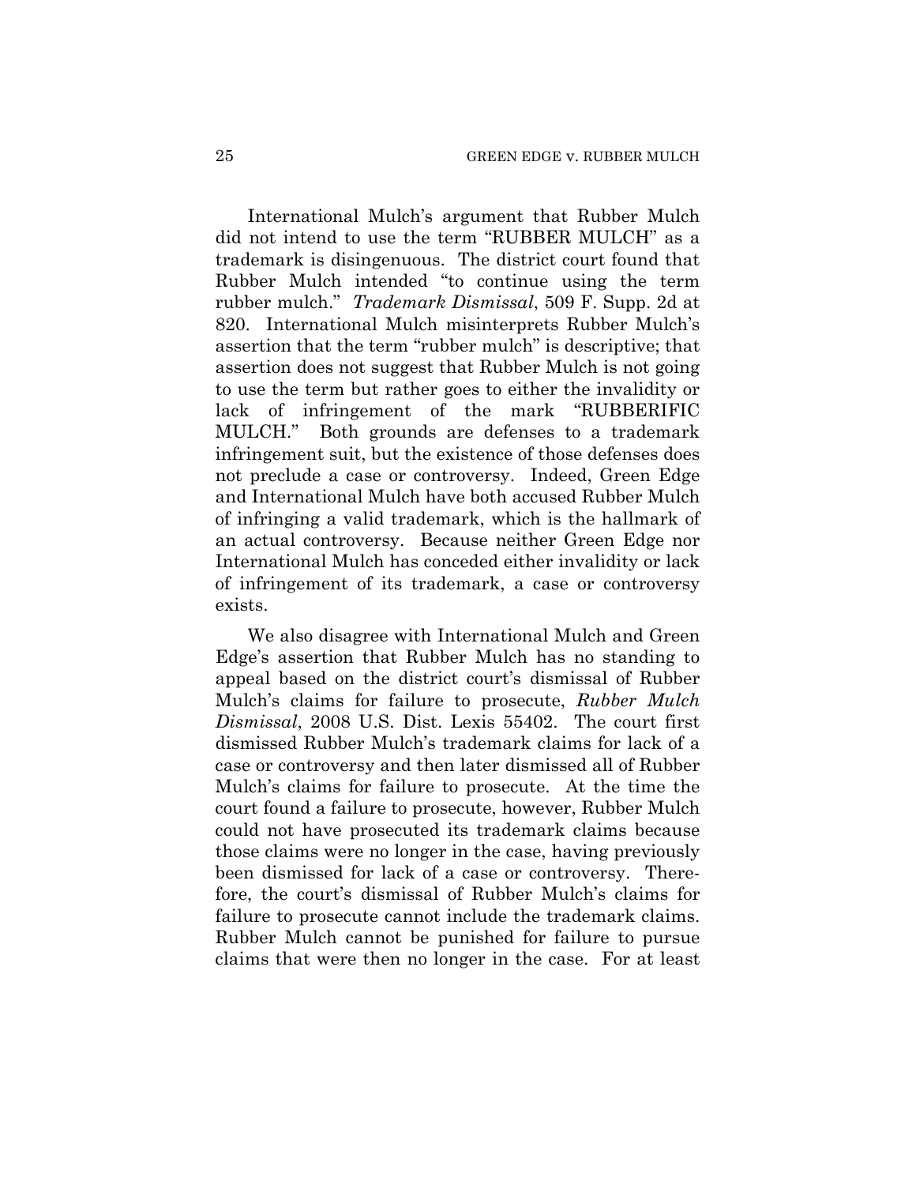International Mulch's argument that Rubber Mulch did not intend to use the term "RUBBER MULCH" as a trademark is disingenuous. The district court found that Rubber Mulch intended "to continue using the term rubber mulch." *Trademark Dismissal*, 509 F. Supp. 2d at 820. International Mulch misinterprets Rubber Mulch's assertion that the term "rubber mulch" is descriptive; that assertion does not suggest that Rubber Mulch is not going to use the term but rather goes to either the invalidity or lack of infringement of the mark "RUBBERIFIC MULCH." Both grounds are defenses to a trademark infringement suit, but the existence of those defenses does not preclude a case or controversy. Indeed, Green Edge and International Mulch have both accused Rubber Mulch of infringing a valid trademark, which is the hallmark of an actual controversy. Because neither Green Edge nor International Mulch has conceded either invalidity or lack of infringement of its trademark, a case or controversy exists.

We also disagree with International Mulch and Green Edge's assertion that Rubber Mulch has no standing to appeal based on the district court's dismissal of Rubber Mulch's claims for failure to prosecute, *Rubber Mulch Dismissal*, 2008 U.S. Dist. Lexis 55402. The court first dismissed Rubber Mulch's trademark claims for lack of a case or controversy and then later dismissed all of Rubber Mulch's claims for failure to prosecute. At the time the court found a failure to prosecute, however, Rubber Mulch could not have prosecuted its trademark claims because those claims were no longer in the case, having previously been dismissed for lack of a case or controversy. Therefore, the court's dismissal of Rubber Mulch's claims for failure to prosecute cannot include the trademark claims. Rubber Mulch cannot be punished for failure to pursue claims that were then no longer in the case. For at least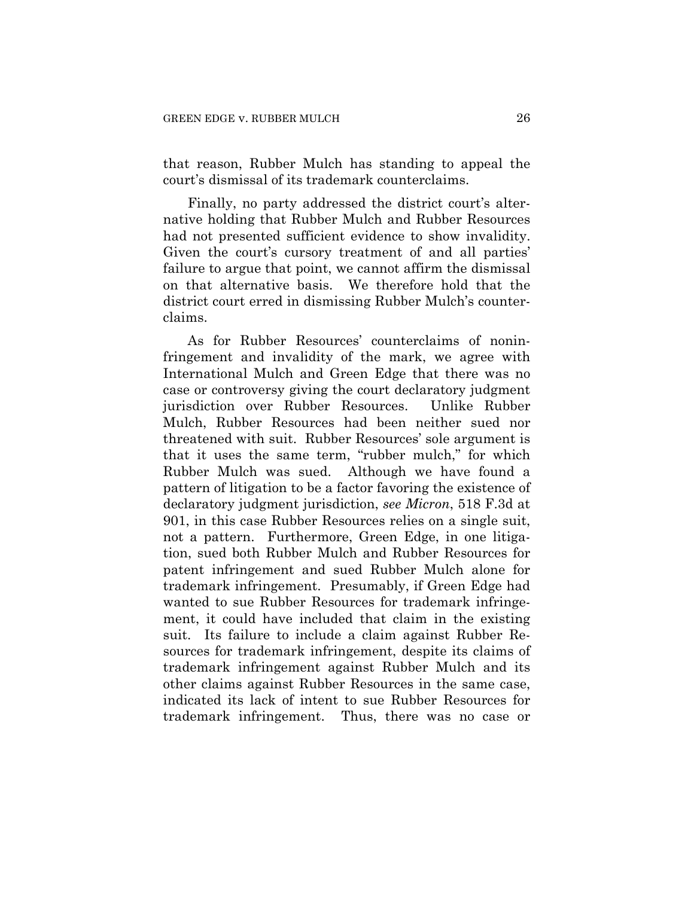that reason, Rubber Mulch has standing to appeal the court's dismissal of its trademark counterclaims.

Finally, no party addressed the district court's alternative holding that Rubber Mulch and Rubber Resources had not presented sufficient evidence to show invalidity. Given the court's cursory treatment of and all parties' failure to argue that point, we cannot affirm the dismissal on that alternative basis. We therefore hold that the district court erred in dismissing Rubber Mulch's counterclaims.

As for Rubber Resources' counterclaims of noninfringement and invalidity of the mark, we agree with International Mulch and Green Edge that there was no case or controversy giving the court declaratory judgment jurisdiction over Rubber Resources. Unlike Rubber Mulch, Rubber Resources had been neither sued nor threatened with suit. Rubber Resources' sole argument is that it uses the same term, "rubber mulch," for which Rubber Mulch was sued. Although we have found a pattern of litigation to be a factor favoring the existence of declaratory judgment jurisdiction, *see Micron*, 518 F.3d at 901, in this case Rubber Resources relies on a single suit, not a pattern. Furthermore, Green Edge, in one litigation, sued both Rubber Mulch and Rubber Resources for patent infringement and sued Rubber Mulch alone for trademark infringement. Presumably, if Green Edge had wanted to sue Rubber Resources for trademark infringement, it could have included that claim in the existing suit. Its failure to include a claim against Rubber Resources for trademark infringement, despite its claims of trademark infringement against Rubber Mulch and its other claims against Rubber Resources in the same case, indicated its lack of intent to sue Rubber Resources for trademark infringement. Thus, there was no case or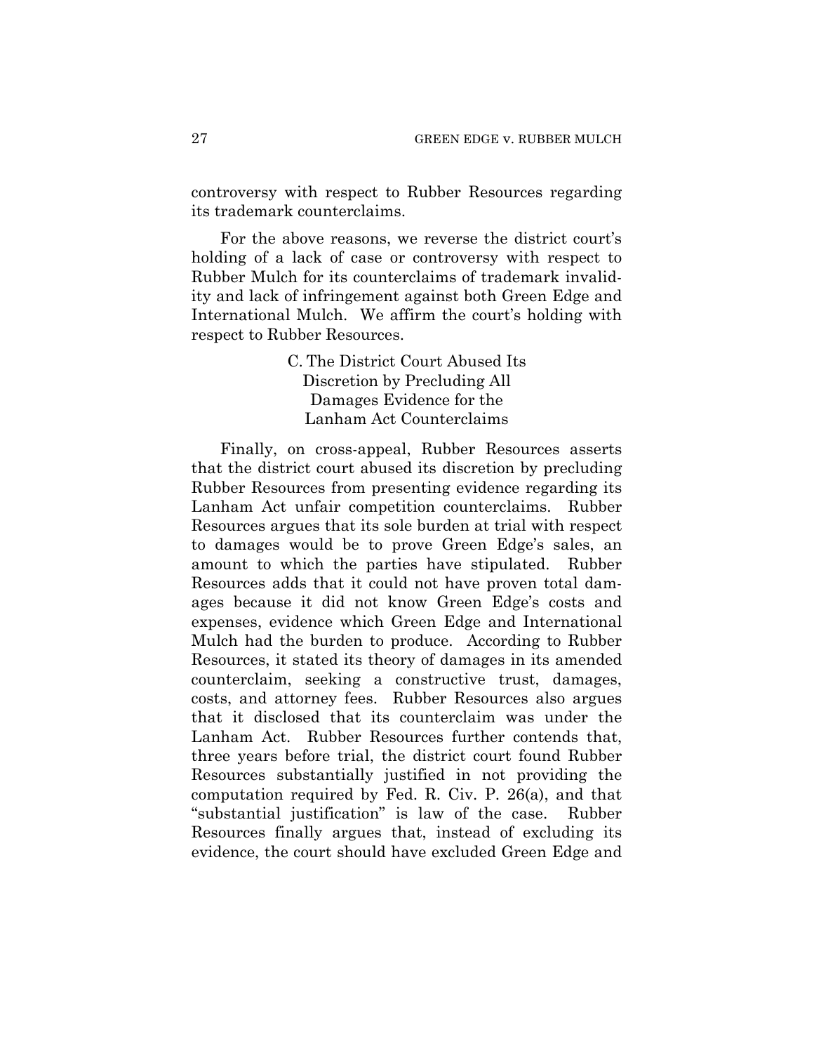controversy with respect to Rubber Resources regarding its trademark counterclaims.

For the above reasons, we reverse the district court's holding of a lack of case or controversy with respect to Rubber Mulch for its counterclaims of trademark invalidity and lack of infringement against both Green Edge and International Mulch. We affirm the court's holding with respect to Rubber Resources.

### C. The District Court Abused Its Discretion by Precluding All Damages Evidence for the Lanham Act Counterclaims

Finally, on cross-appeal, Rubber Resources asserts that the district court abused its discretion by precluding Rubber Resources from presenting evidence regarding its Lanham Act unfair competition counterclaims. Rubber Resources argues that its sole burden at trial with respect to damages would be to prove Green Edge's sales, an amount to which the parties have stipulated. Rubber Resources adds that it could not have proven total damages because it did not know Green Edge's costs and expenses, evidence which Green Edge and International Mulch had the burden to produce. According to Rubber Resources, it stated its theory of damages in its amended counterclaim, seeking a constructive trust, damages, costs, and attorney fees. Rubber Resources also argues that it disclosed that its counterclaim was under the Lanham Act. Rubber Resources further contends that, three years before trial, the district court found Rubber Resources substantially justified in not providing the computation required by Fed. R. Civ. P. 26(a), and that "substantial justification" is law of the case. Rubber Resources finally argues that, instead of excluding its evidence, the court should have excluded Green Edge and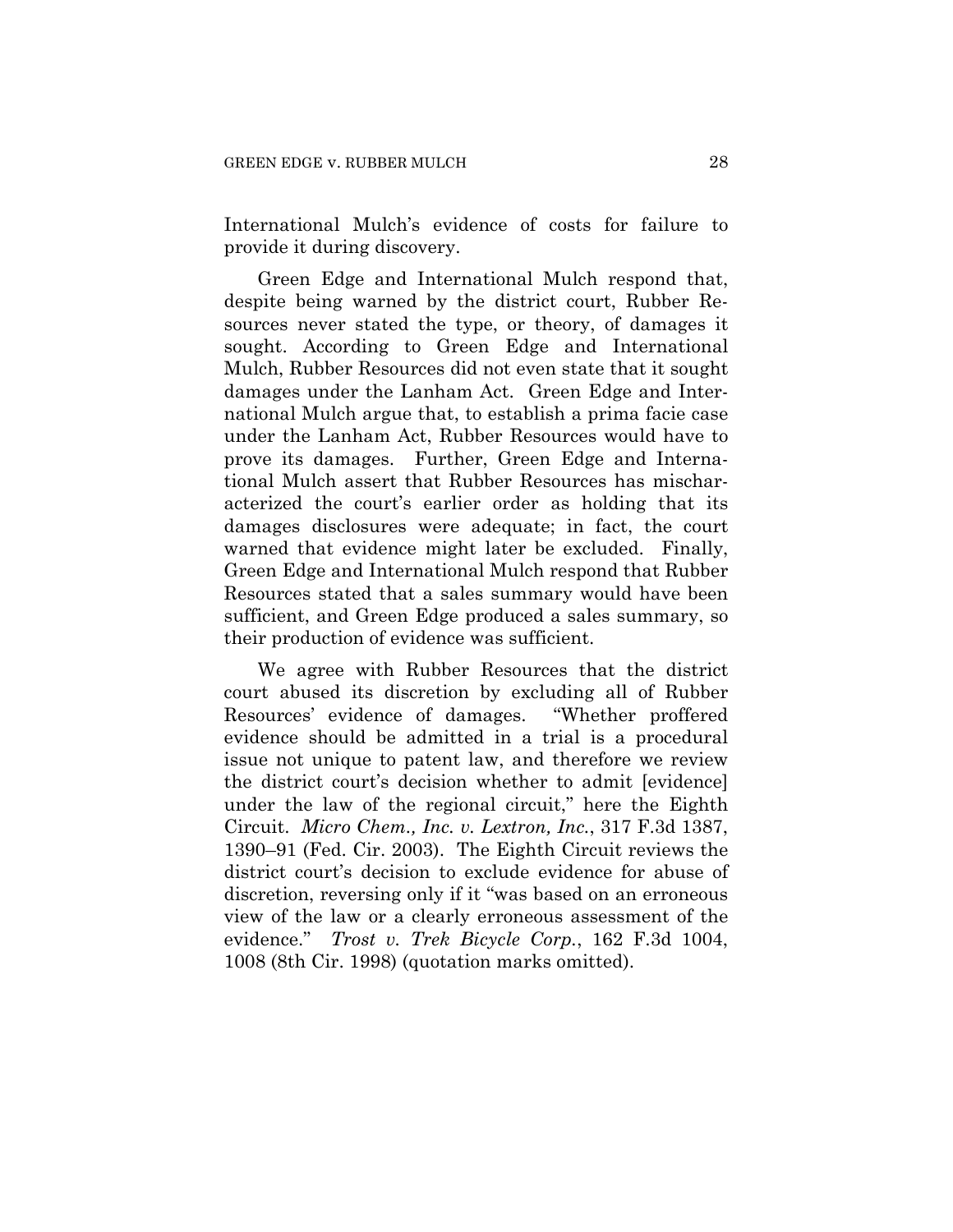International Mulch's evidence of costs for failure to provide it during discovery.

Green Edge and International Mulch respond that, despite being warned by the district court, Rubber Resources never stated the type, or theory, of damages it sought. According to Green Edge and International Mulch, Rubber Resources did not even state that it sought damages under the Lanham Act. Green Edge and International Mulch argue that, to establish a prima facie case under the Lanham Act, Rubber Resources would have to prove its damages. Further, Green Edge and International Mulch assert that Rubber Resources has mischaracterized the court's earlier order as holding that its damages disclosures were adequate; in fact, the court warned that evidence might later be excluded. Finally, Green Edge and International Mulch respond that Rubber Resources stated that a sales summary would have been sufficient, and Green Edge produced a sales summary, so their production of evidence was sufficient.

We agree with Rubber Resources that the district court abused its discretion by excluding all of Rubber Resources' evidence of damages. "Whether proffered evidence should be admitted in a trial is a procedural issue not unique to patent law, and therefore we review the district court's decision whether to admit [evidence] under the law of the regional circuit," here the Eighth Circuit. *Micro Chem., Inc. v. Lextron, Inc.*, 317 F.3d 1387, 1390–91 (Fed. Cir. 2003). The Eighth Circuit reviews the district court's decision to exclude evidence for abuse of discretion, reversing only if it "was based on an erroneous view of the law or a clearly erroneous assessment of the evidence." *Trost v. Trek Bicycle Corp.*, 162 F.3d 1004, 1008 (8th Cir. 1998) (quotation marks omitted).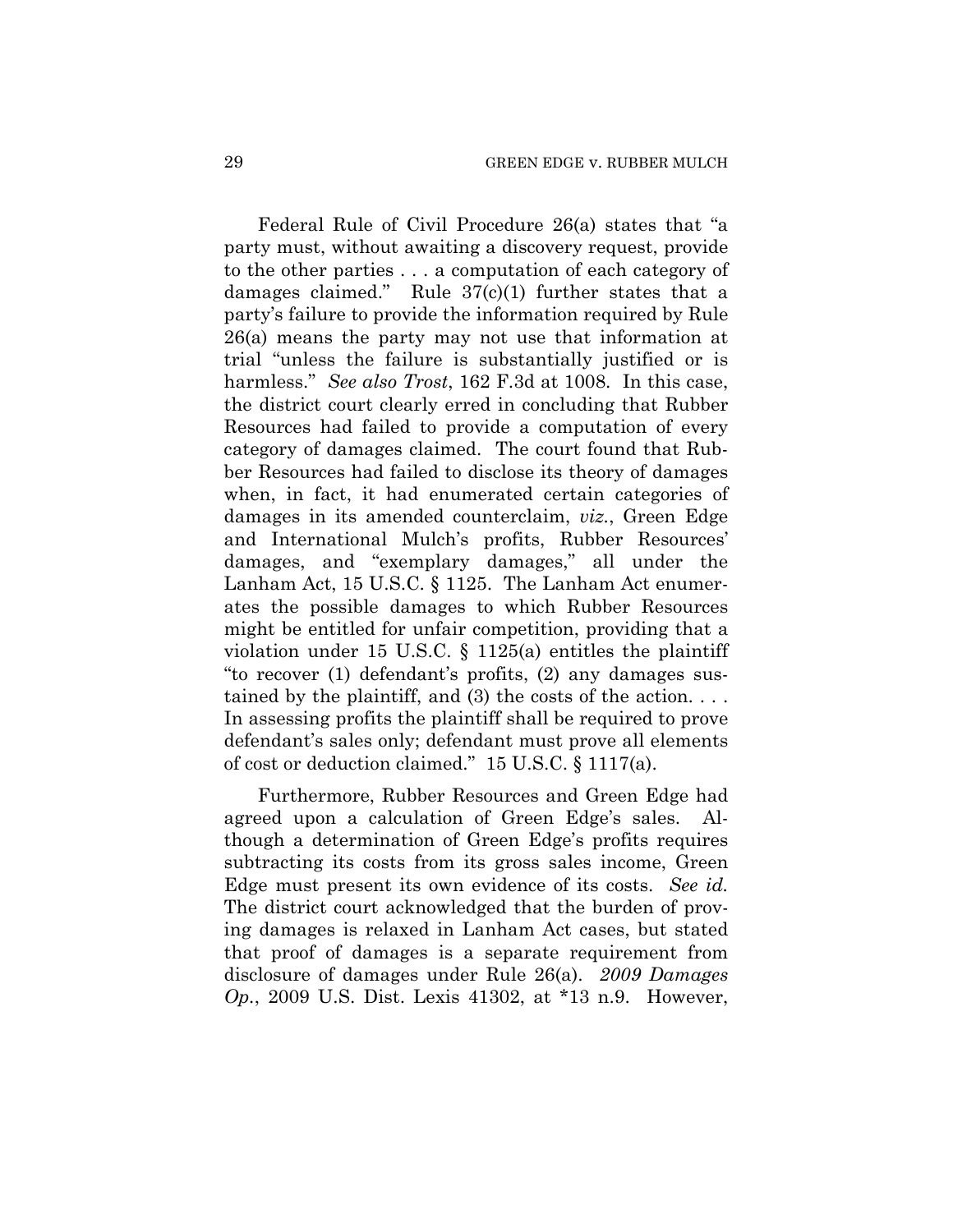Federal Rule of Civil Procedure 26(a) states that "a party must, without awaiting a discovery request, provide to the other parties . . . a computation of each category of damages claimed." Rule 37(c)(1) further states that a party's failure to provide the information required by Rule 26(a) means the party may not use that information at trial "unless the failure is substantially justified or is harmless." *See also Trost*, 162 F.3d at 1008. In this case, the district court clearly erred in concluding that Rubber Resources had failed to provide a computation of every category of damages claimed. The court found that Rubber Resources had failed to disclose its theory of damages when, in fact, it had enumerated certain categories of damages in its amended counterclaim, *viz.*, Green Edge and International Mulch's profits, Rubber Resources' damages, and "exemplary damages," all under the Lanham Act, 15 U.S.C. § 1125. The Lanham Act enumerates the possible damages to which Rubber Resources might be entitled for unfair competition, providing that a violation under 15 U.S.C. § 1125(a) entitles the plaintiff "to recover (1) defendant's profits, (2) any damages sustained by the plaintiff, and (3) the costs of the action. . . . In assessing profits the plaintiff shall be required to prove defendant's sales only; defendant must prove all elements of cost or deduction claimed." 15 U.S.C. § 1117(a).

Furthermore, Rubber Resources and Green Edge had agreed upon a calculation of Green Edge's sales. Although a determination of Green Edge's profits requires subtracting its costs from its gross sales income, Green Edge must present its own evidence of its costs. *See id.* The district court acknowledged that the burden of proving damages is relaxed in Lanham Act cases, but stated that proof of damages is a separate requirement from disclosure of damages under Rule 26(a). *2009 Damages Op.*, 2009 U.S. Dist. Lexis 41302, at *13 n.9. However,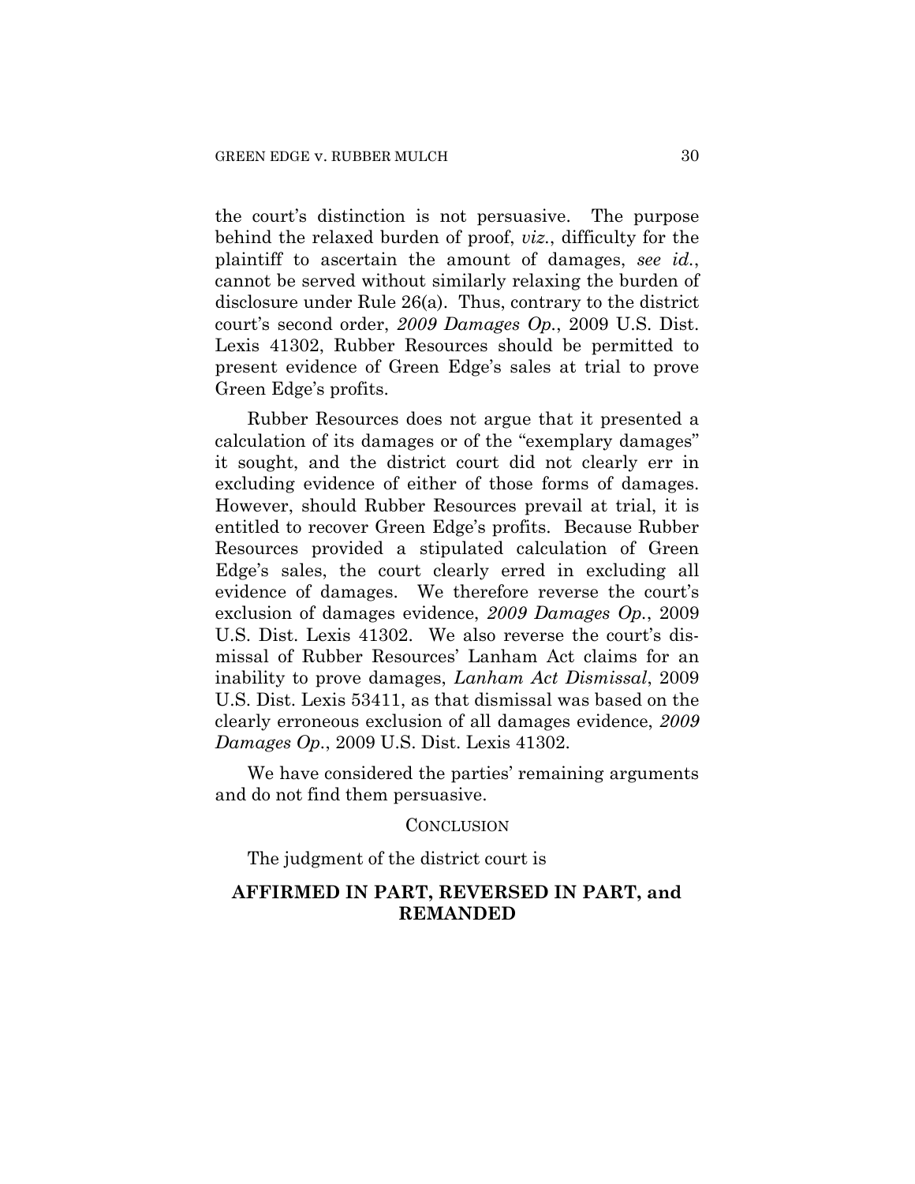the court's distinction is not persuasive. The purpose behind the relaxed burden of proof, *viz.*, difficulty for the plaintiff to ascertain the amount of damages, *see id.*, cannot be served without similarly relaxing the burden of disclosure under Rule 26(a). Thus, contrary to the district court's second order, *2009 Damages Op.*, 2009 U.S. Dist. Lexis 41302, Rubber Resources should be permitted to present evidence of Green Edge's sales at trial to prove Green Edge's profits.

Rubber Resources does not argue that it presented a calculation of its damages or of the "exemplary damages" it sought, and the district court did not clearly err in excluding evidence of either of those forms of damages. However, should Rubber Resources prevail at trial, it is entitled to recover Green Edge's profits. Because Rubber Resources provided a stipulated calculation of Green Edge's sales, the court clearly erred in excluding all evidence of damages. We therefore reverse the court's exclusion of damages evidence, *2009 Damages Op.*, 2009 U.S. Dist. Lexis 41302. We also reverse the court's dismissal of Rubber Resources' Lanham Act claims for an inability to prove damages, *Lanham Act Dismissal*, 2009 U.S. Dist. Lexis 53411, as that dismissal was based on the clearly erroneous exclusion of all damages evidence, *2009 Damages Op.*, 2009 U.S. Dist. Lexis 41302.

We have considered the parties' remaining arguments and do not find them persuasive.

## CONCLUSION

The judgment of the district court is

**AFFIRMED IN PART, REVERSED IN PART, and REMANDED**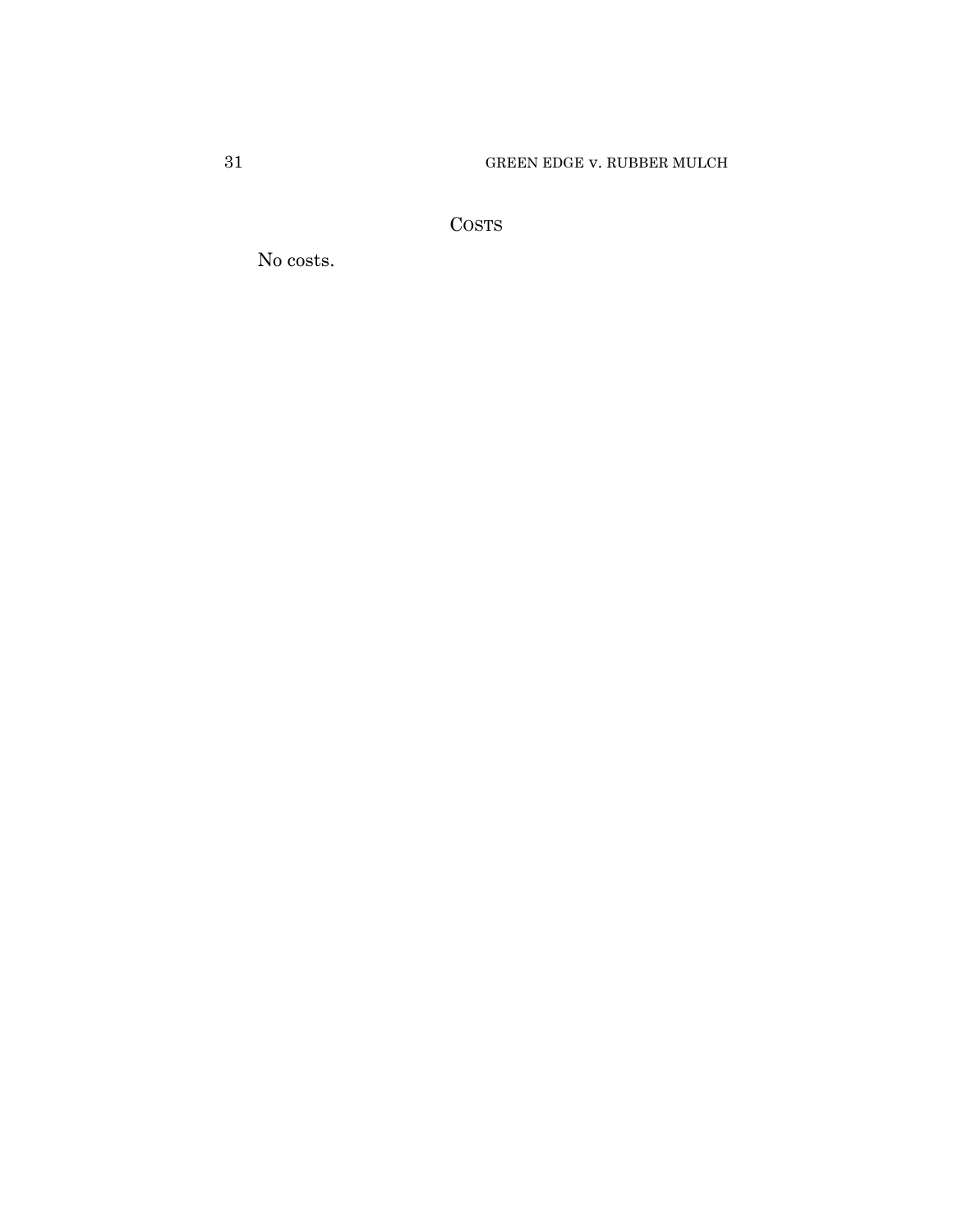## Costs

No costs.